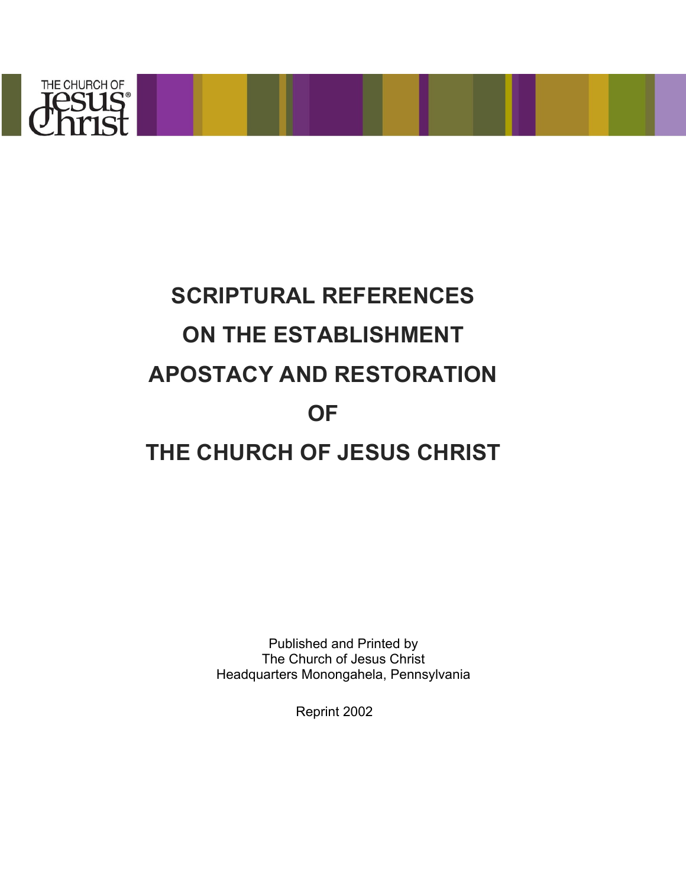THE CHURCH OF Jesus Christ®

# SCRIPTURAL REFERENCES ON THE ESTABLISHMENT APOSTACY AND RESTORATION OF THE CHURCH OF JESUS CHRIST

Published and Printed by
The Church of Jesus Christ
Headquarters Monongahela, Pennsylvania

Reprint 2002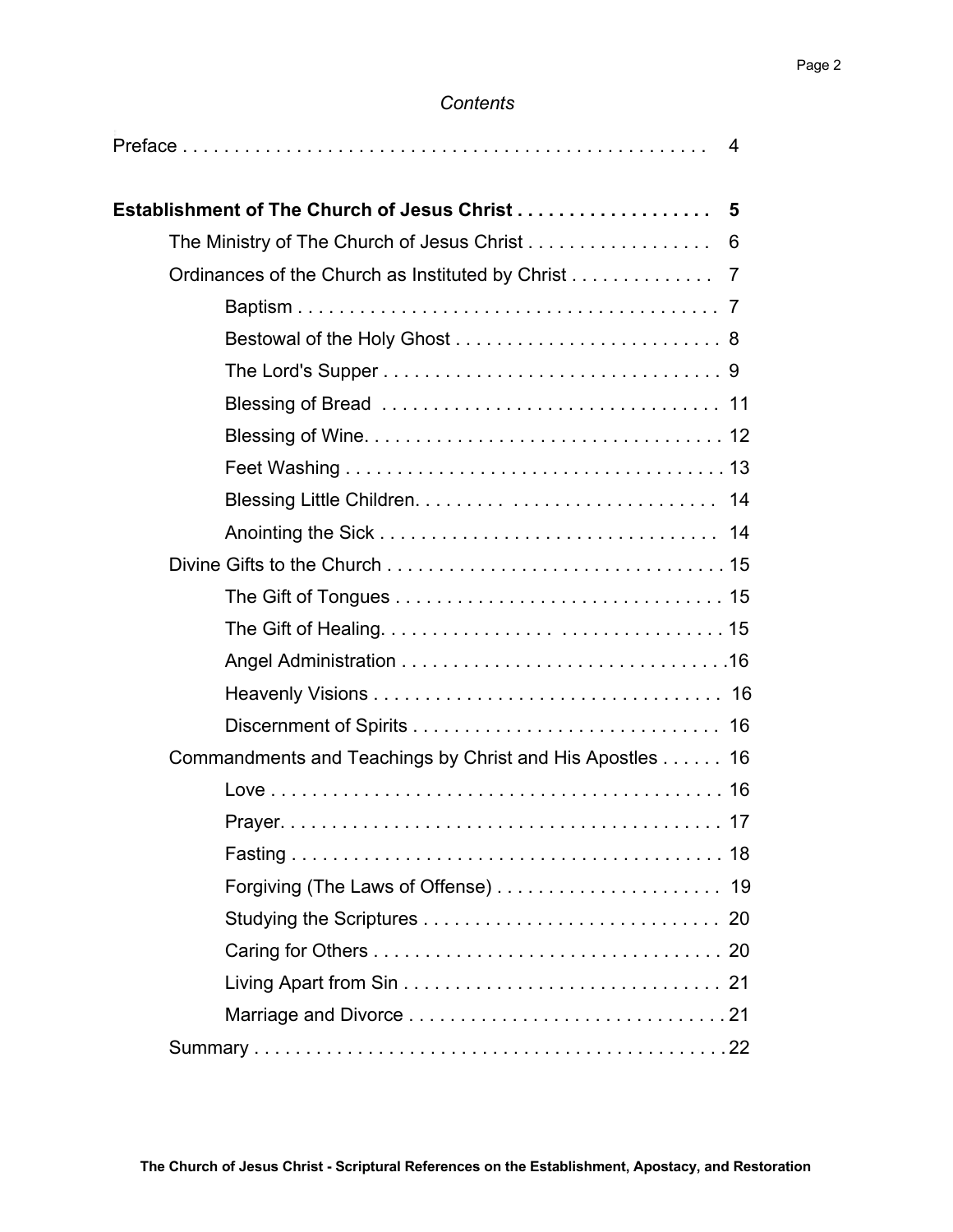*Contents*

Preface . . . . . . . . . . . . . . . . . . . . . . . . . . . . . . . . . . . . . . . . . . . . . . . . . 4

**Establishment of The Church of Jesus Christ . . . . . . . . . . . . . . . . . . . 5**

- The Ministry of The Church of Jesus Christ . . . . . . . . . . . . . . . . . . 6
- Ordinances of the Church as Instituted by Christ . . . . . . . . . . . . . 7
    - Baptism . . . . . . . . . . . . . . . . . . . . . . . . . . . . . . . . . . . . . . . 7
    - Bestowal of the Holy Ghost . . . . . . . . . . . . . . . . . . . . . . . . . . 8
    - The Lord's Supper . . . . . . . . . . . . . . . . . . . . . . . . . . . . . . . . 9
    - Blessing of Bread . . . . . . . . . . . . . . . . . . . . . . . . . . . . . . . . 11
    - Blessing of Wine. . . . . . . . . . . . . . . . . . . . . . . . . . . . . . . . . . 12
    - Feet Washing . . . . . . . . . . . . . . . . . . . . . . . . . . . . . . . . . . . . 13
    - Blessing Little Children. . . . . . . . . . . . . . . . . . . . . . . . . . . . 14
    - Anointing the Sick . . . . . . . . . . . . . . . . . . . . . . . . . . . . . . . . 14
- Divine Gifts to the Church . . . . . . . . . . . . . . . . . . . . . . . . . . . . . . . . 15
    - The Gift of Tongues . . . . . . . . . . . . . . . . . . . . . . . . . . . . . . . 15
    - The Gift of Healing. . . . . . . . . . . . . . . . . . . . . . . . . . . . . . . . 15
    - Angel Administration . . . . . . . . . . . . . . . . . . . . . . . . . . . . . . .16
    - Heavenly Visions . . . . . . . . . . . . . . . . . . . . . . . . . . . . . . . . . 16
    - Discernment of Spirits . . . . . . . . . . . . . . . . . . . . . . . . . . . . . 16
- Commandments and Teachings by Christ and His Apostles . . . . . . 16
    - Love . . . . . . . . . . . . . . . . . . . . . . . . . . . . . . . . . . . . . . . . . . . 16
    - Prayer. . . . . . . . . . . . . . . . . . . . . . . . . . . . . . . . . . . . . . . . . . 17
    - Fasting . . . . . . . . . . . . . . . . . . . . . . . . . . . . . . . . . . . . . . . . . 18
    - Forgiving (The Laws of Offense) . . . . . . . . . . . . . . . . . . . . . 19
    - Studying the Scriptures . . . . . . . . . . . . . . . . . . . . . . . . . . . . 20
    - Caring for Others . . . . . . . . . . . . . . . . . . . . . . . . . . . . . . . . . 20
    - Living Apart from Sin . . . . . . . . . . . . . . . . . . . . . . . . . . . . . . 21
    - Marriage and Divorce . . . . . . . . . . . . . . . . . . . . . . . . . . . . . .21
- Summary . . . . . . . . . . . . . . . . . . . . . . . . . . . . . . . . . . . . . . . . . . . . . .22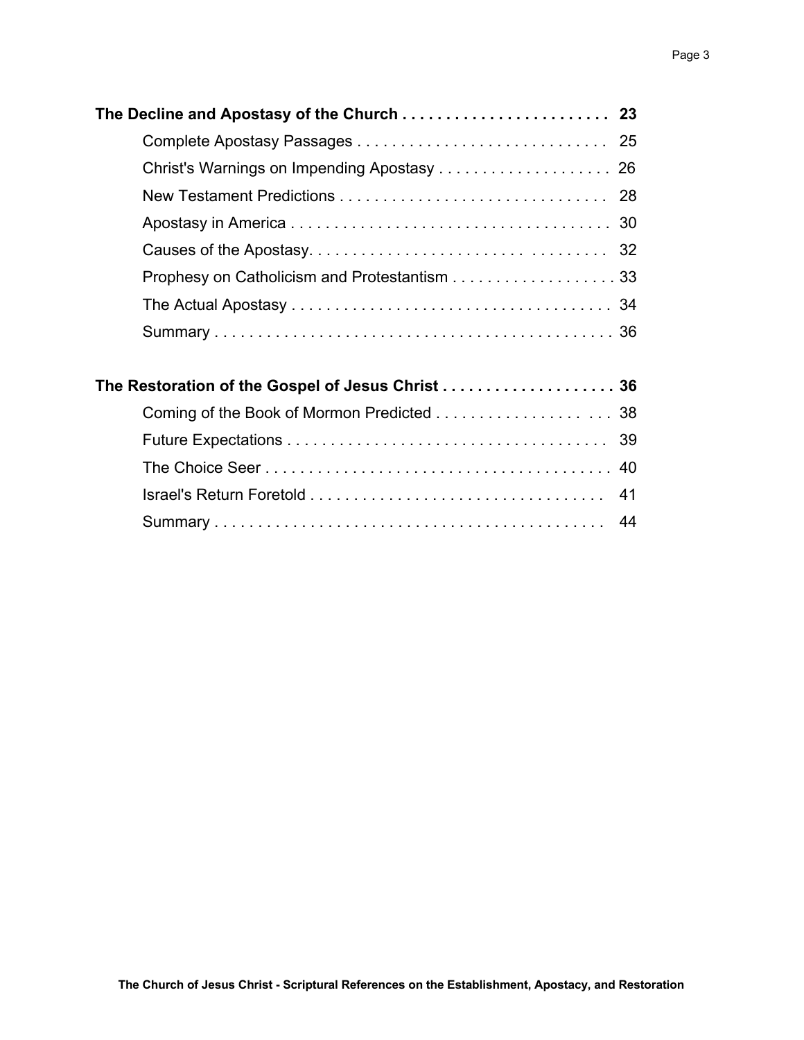**The Decline and Apostasy of the Church . . . . . . . . . . . . . . . . . . . . . . . . 23**

Complete Apostasy Passages . . . . . . . . . . . . . . . . . . . . . . . . . . . . . 25

Christ's Warnings on Impending Apostasy . . . . . . . . . . . . . . . . . . . . 26

New Testament Predictions . . . . . . . . . . . . . . . . . . . . . . . . . . . . . . . 28

Apostasy in America . . . . . . . . . . . . . . . . . . . . . . . . . . . . . . . . . . . . 30

Causes of the Apostasy. . . . . . . . . . . . . . . . . . . . . . . . . . . . . . . . . . 32

Prophesy on Catholicism and Protestantism . . . . . . . . . . . . . . . . . . . 33

The Actual Apostasy . . . . . . . . . . . . . . . . . . . . . . . . . . . . . . . . . . . . 34

Summary . . . . . . . . . . . . . . . . . . . . . . . . . . . . . . . . . . . . . . . . . . . . 36

**The Restoration of the Gospel of Jesus Christ . . . . . . . . . . . . . . . . . . . . 36**

Coming of the Book of Mormon Predicted . . . . . . . . . . . . . . . . . . . 38

Future Expectations . . . . . . . . . . . . . . . . . . . . . . . . . . . . . . . . . . . . 39

The Choice Seer . . . . . . . . . . . . . . . . . . . . . . . . . . . . . . . . . . . . . . . 40

Israel's Return Foretold . . . . . . . . . . . . . . . . . . . . . . . . . . . . . . . . . 41

Summary . . . . . . . . . . . . . . . . . . . . . . . . . . . . . . . . . . . . . . . . . . . . 44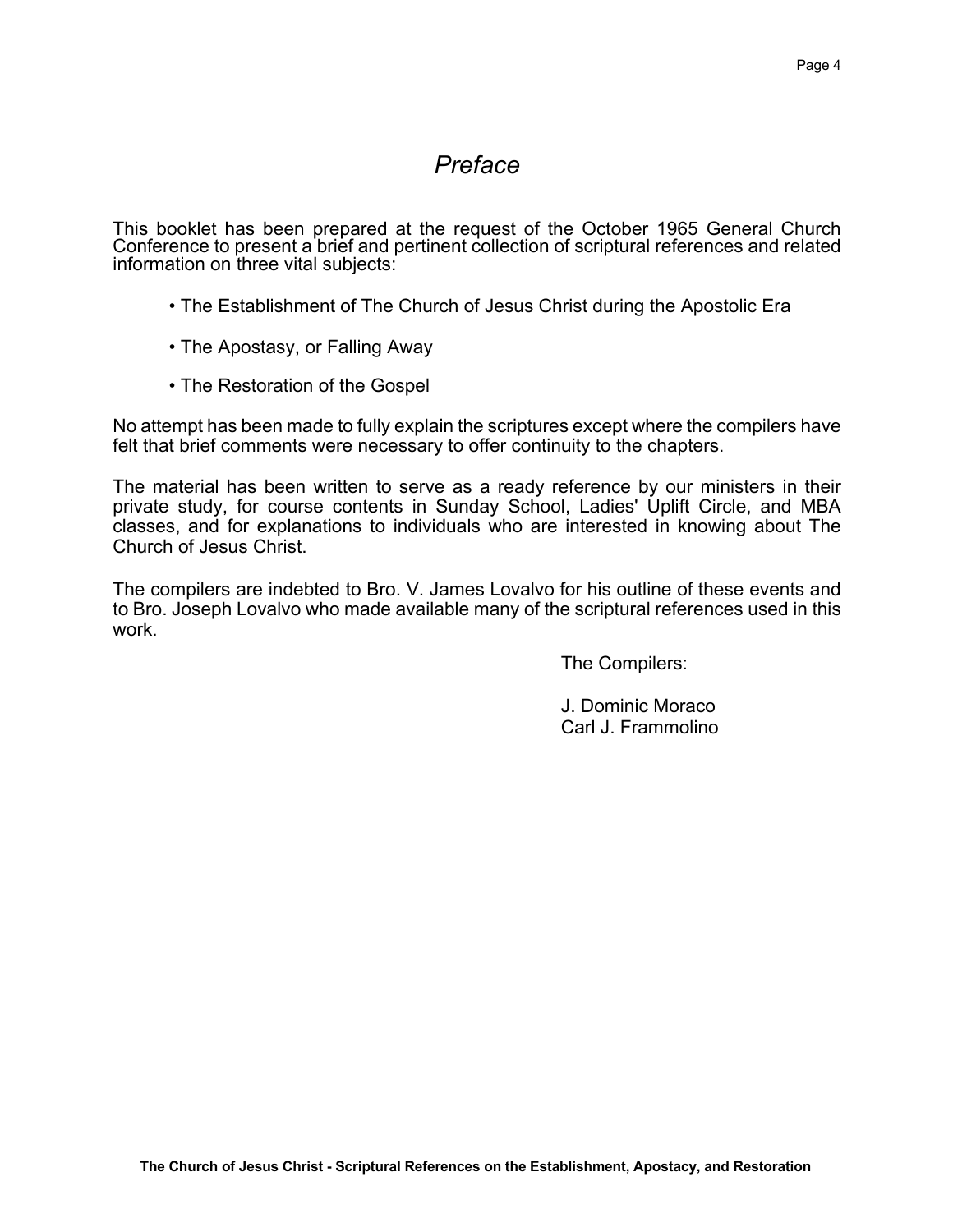# *Preface*

This booklet has been prepared at the request of the October 1965 General Church Conference to present a brief and pertinent collection of scriptural references and related information on three vital subjects:

- The Establishment of The Church of Jesus Christ during the Apostolic Era
- The Apostasy, or Falling Away
- The Restoration of the Gospel

No attempt has been made to fully explain the scriptures except where the compilers have felt that brief comments were necessary to offer continuity to the chapters.

The material has been written to serve as a ready reference by our ministers in their private study, for course contents in Sunday School, Ladies' Uplift Circle, and MBA classes, and for explanations to individuals who are interested in knowing about The Church of Jesus Christ.

The compilers are indebted to Bro. V. James Lovalvo for his outline of these events and to Bro. Joseph Lovalvo who made available many of the scriptural references used in this work.

The Compilers:

J. Dominic Moraco
Carl J. Frammolino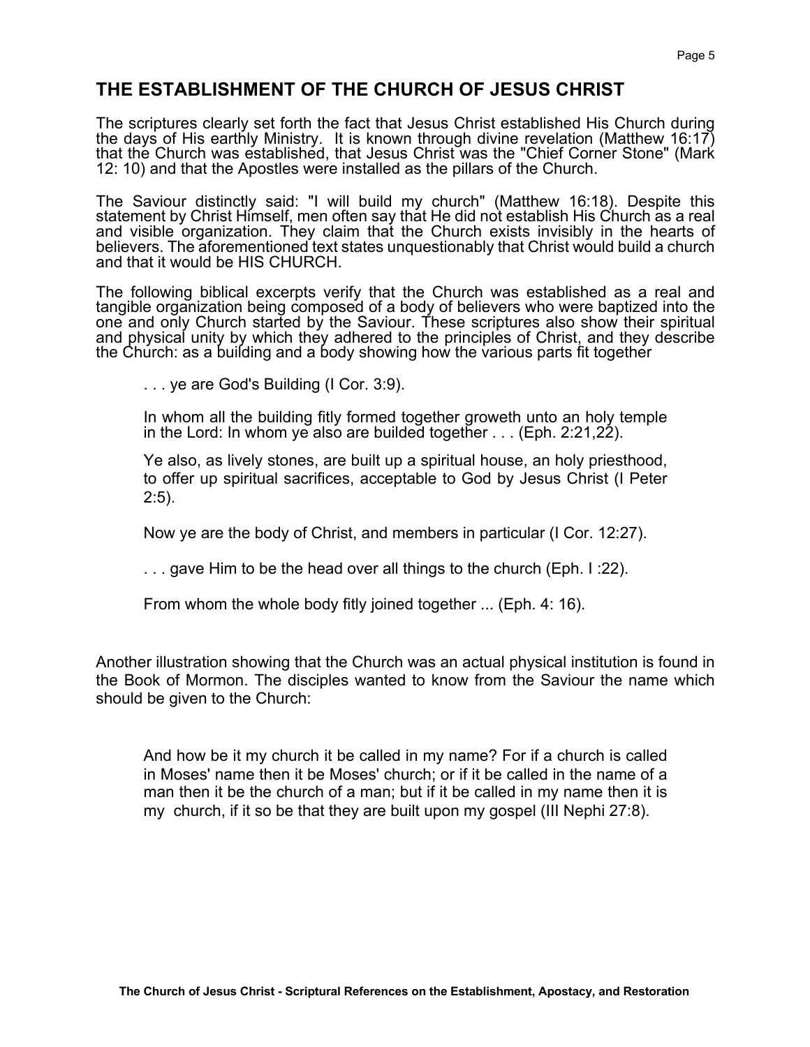## THE ESTABLISHMENT OF THE CHURCH OF JESUS CHRIST

The scriptures clearly set forth the fact that Jesus Christ established His Church during the days of His earthly Ministry. It is known through divine revelation (Matthew 16:17) that the Church was established, that Jesus Christ was the "Chief Corner Stone" (Mark 12: 10) and that the Apostles were installed as the pillars of the Church.

The Saviour distinctly said: "I will build my church" (Matthew 16:18). Despite this statement by Christ Himself, men often say that He did not establish His Church as a real and visible organization. They claim that the Church exists invisibly in the hearts of believers. The aforementioned text states unquestionably that Christ would build a church and that it would be HIS CHURCH.

The following biblical excerpts verify that the Church was established as a real and tangible organization being composed of a body of believers who were baptized into the one and only Church started by the Saviour. These scriptures also show their spiritual and physical unity by which they adhered to the principles of Christ, and they describe the Church: as a building and a body showing how the various parts fit together

> . . . ye are God's Building (I Cor. 3:9).
>
> In whom all the building fitly formed together groweth unto an holy temple in the Lord: In whom ye also are builded together . . . (Eph. 2:21,22).
>
> Ye also, as lively stones, are built up a spiritual house, an holy priesthood, to offer up spiritual sacrifices, acceptable to God by Jesus Christ (I Peter 2:5).
>
> Now ye are the body of Christ, and members in particular (I Cor. 12:27).
>
> . . . gave Him to be the head over all things to the church (Eph. I :22).
>
> From whom the whole body fitly joined together ... (Eph. 4: 16).

Another illustration showing that the Church was an actual physical institution is found in the Book of Mormon. The disciples wanted to know from the Saviour the name which should be given to the Church:

> And how be it my church it be called in my name? For if a church is called in Moses' name then it be Moses' church; or if it be called in the name of a man then it be the church of a man; but if it be called in my name then it is my church, if it so be that they are built upon my gospel (III Nephi 27:8).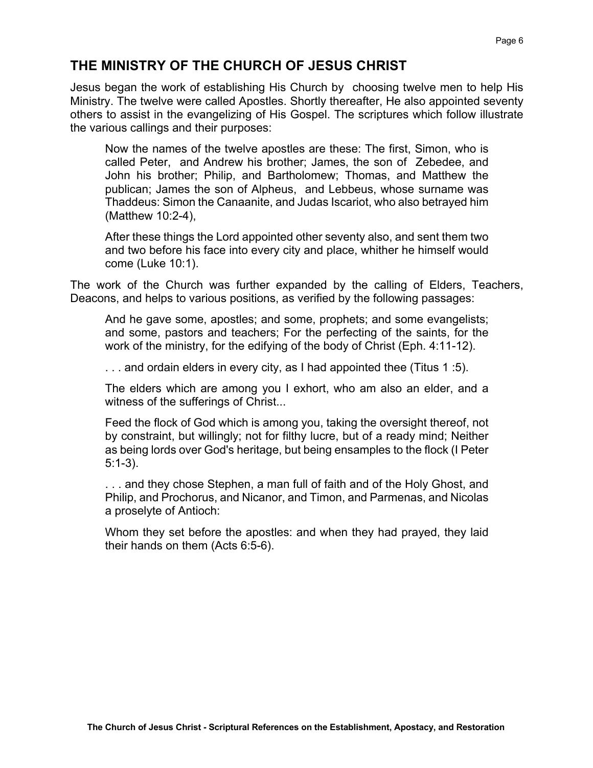## THE MINISTRY OF THE CHURCH OF JESUS CHRIST

Jesus began the work of establishing His Church by choosing twelve men to help His Ministry. The twelve were called Apostles. Shortly thereafter, He also appointed seventy others to assist in the evangelizing of His Gospel. The scriptures which follow illustrate the various callings and their purposes:

> Now the names of the twelve apostles are these: The first, Simon, who is called Peter, and Andrew his brother; James, the son of Zebedee, and John his brother; Philip, and Bartholomew; Thomas, and Matthew the publican; James the son of Alpheus, and Lebbeus, whose surname was Thaddeus: Simon the Canaanite, and Judas Iscariot, who also betrayed him (Matthew 10:2-4),
>
> After these things the Lord appointed other seventy also, and sent them two and two before his face into every city and place, whither he himself would come (Luke 10:1).

The work of the Church was further expanded by the calling of Elders, Teachers, Deacons, and helps to various positions, as verified by the following passages:

> And he gave some, apostles; and some, prophets; and some evangelists; and some, pastors and teachers; For the perfecting of the saints, for the work of the ministry, for the edifying of the body of Christ (Eph. 4:11-12).
>
> . . . and ordain elders in every city, as I had appointed thee (Titus 1 :5).
>
> The elders which are among you I exhort, who am also an elder, and a witness of the sufferings of Christ...
>
> Feed the flock of God which is among you, taking the oversight thereof, not by constraint, but willingly; not for filthy lucre, but of a ready mind; Neither as being lords over God's heritage, but being ensamples to the flock (I Peter 5:1-3).
>
> . . . and they chose Stephen, a man full of faith and of the Holy Ghost, and Philip, and Prochorus, and Nicanor, and Timon, and Parmenas, and Nicolas a proselyte of Antioch:
>
> Whom they set before the apostles: and when they had prayed, they laid their hands on them (Acts 6:5-6).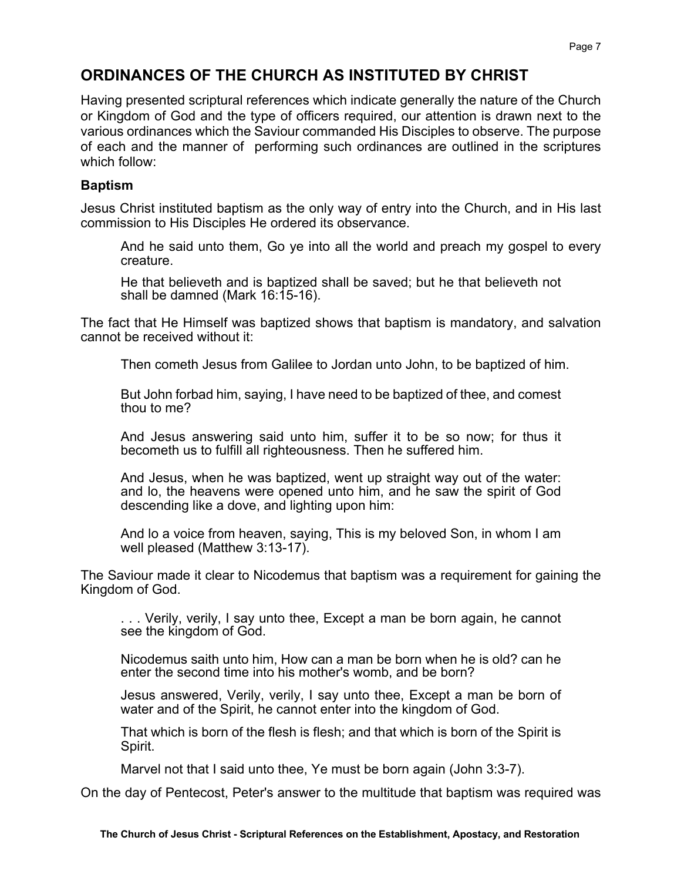## ORDINANCES OF THE CHURCH AS INSTITUTED BY CHRIST

Having presented scriptural references which indicate generally the nature of the Church or Kingdom of God and the type of officers required, our attention is drawn next to the various ordinances which the Saviour commanded His Disciples to observe. The purpose of each and the manner of performing such ordinances are outlined in the scriptures which follow:

### Baptism

Jesus Christ instituted baptism as the only way of entry into the Church, and in His last commission to His Disciples He ordered its observance.

> And he said unto them, Go ye into all the world and preach my gospel to every creature.
>
> He that believeth and is baptized shall be saved; but he that believeth not shall be damned (Mark 16:15-16).

The fact that He Himself was baptized shows that baptism is mandatory, and salvation cannot be received without it:

> Then cometh Jesus from Galilee to Jordan unto John, to be baptized of him.
>
> But John forbad him, saying, I have need to be baptized of thee, and comest thou to me?
>
> And Jesus answering said unto him, suffer it to be so now; for thus it becometh us to fulfill all righteousness. Then he suffered him.
>
> And Jesus, when he was baptized, went up straight way out of the water: and lo, the heavens were opened unto him, and he saw the spirit of God descending like a dove, and lighting upon him:
>
> And lo a voice from heaven, saying, This is my beloved Son, in whom I am well pleased (Matthew 3:13-17).

The Saviour made it clear to Nicodemus that baptism was a requirement for gaining the Kingdom of God.

> . . . Verily, verily, I say unto thee, Except a man be born again, he cannot see the kingdom of God.
>
> Nicodemus saith unto him, How can a man be born when he is old? can he enter the second time into his mother's womb, and be born?
>
> Jesus answered, Verily, verily, I say unto thee, Except a man be born of water and of the Spirit, he cannot enter into the kingdom of God.
>
> That which is born of the flesh is flesh; and that which is born of the Spirit is Spirit.
>
> Marvel not that I said unto thee, Ye must be born again (John 3:3-7).

On the day of Pentecost, Peter's answer to the multitude that baptism was required was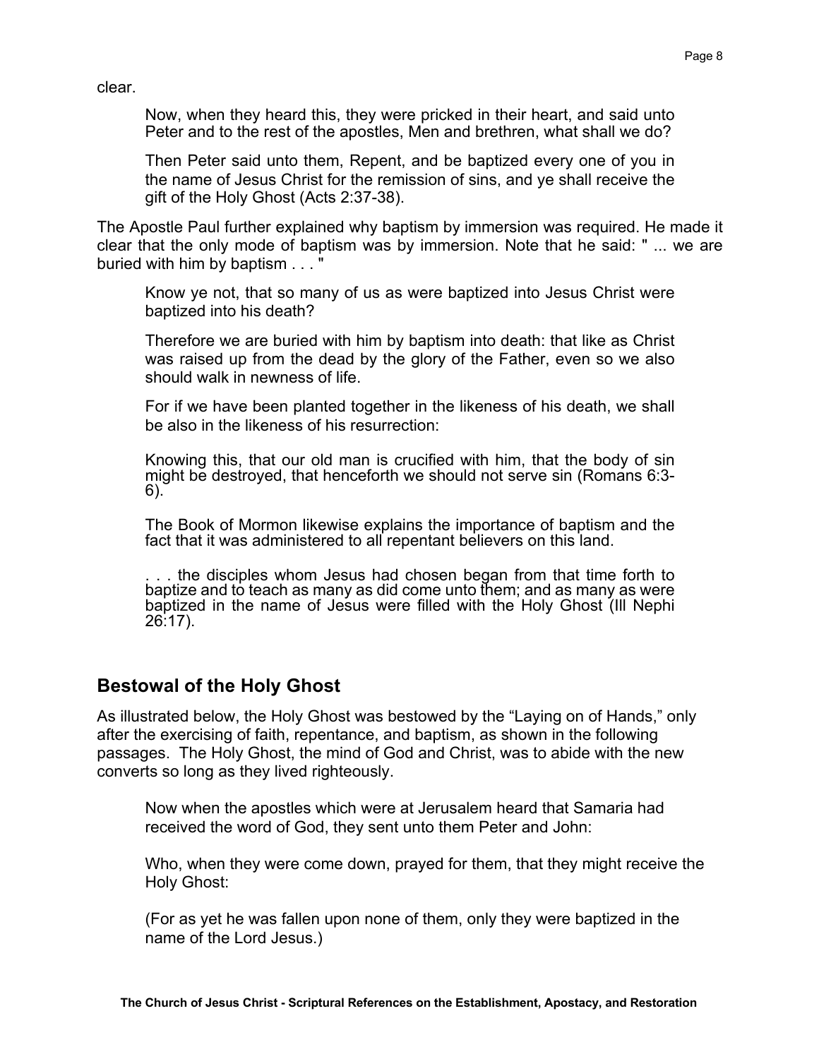clear.

> Now, when they heard this, they were pricked in their heart, and said unto Peter and to the rest of the apostles, Men and brethren, what shall we do?
>
> Then Peter said unto them, Repent, and be baptized every one of you in the name of Jesus Christ for the remission of sins, and ye shall receive the gift of the Holy Ghost (Acts 2:37-38).

The Apostle Paul further explained why baptism by immersion was required. He made it clear that the only mode of baptism was by immersion. Note that he said: " ... we are buried with him by baptism . . . "

> Know ye not, that so many of us as were baptized into Jesus Christ were baptized into his death?
>
> Therefore we are buried with him by baptism into death: that like as Christ was raised up from the dead by the glory of the Father, even so we also should walk in newness of life.
>
> For if we have been planted together in the likeness of his death, we shall be also in the likeness of his resurrection:
>
> Knowing this, that our old man is crucified with him, that the body of sin might be destroyed, that henceforth we should not serve sin (Romans 6:3-6).
>
> The Book of Mormon likewise explains the importance of baptism and the fact that it was administered to all repentant believers on this land.
>
> . . . the disciples whom Jesus had chosen began from that time forth to baptize and to teach as many as did come unto them; and as many as were baptized in the name of Jesus were filled with the Holy Ghost (III Nephi 26:17).

## Bestowal of the Holy Ghost

As illustrated below, the Holy Ghost was bestowed by the "Laying on of Hands," only after the exercising of faith, repentance, and baptism, as shown in the following passages. The Holy Ghost, the mind of God and Christ, was to abide with the new converts so long as they lived righteously.

> Now when the apostles which were at Jerusalem heard that Samaria had received the word of God, they sent unto them Peter and John:
>
> Who, when they were come down, prayed for them, that they might receive the Holy Ghost:
>
> (For as yet he was fallen upon none of them, only they were baptized in the name of the Lord Jesus.)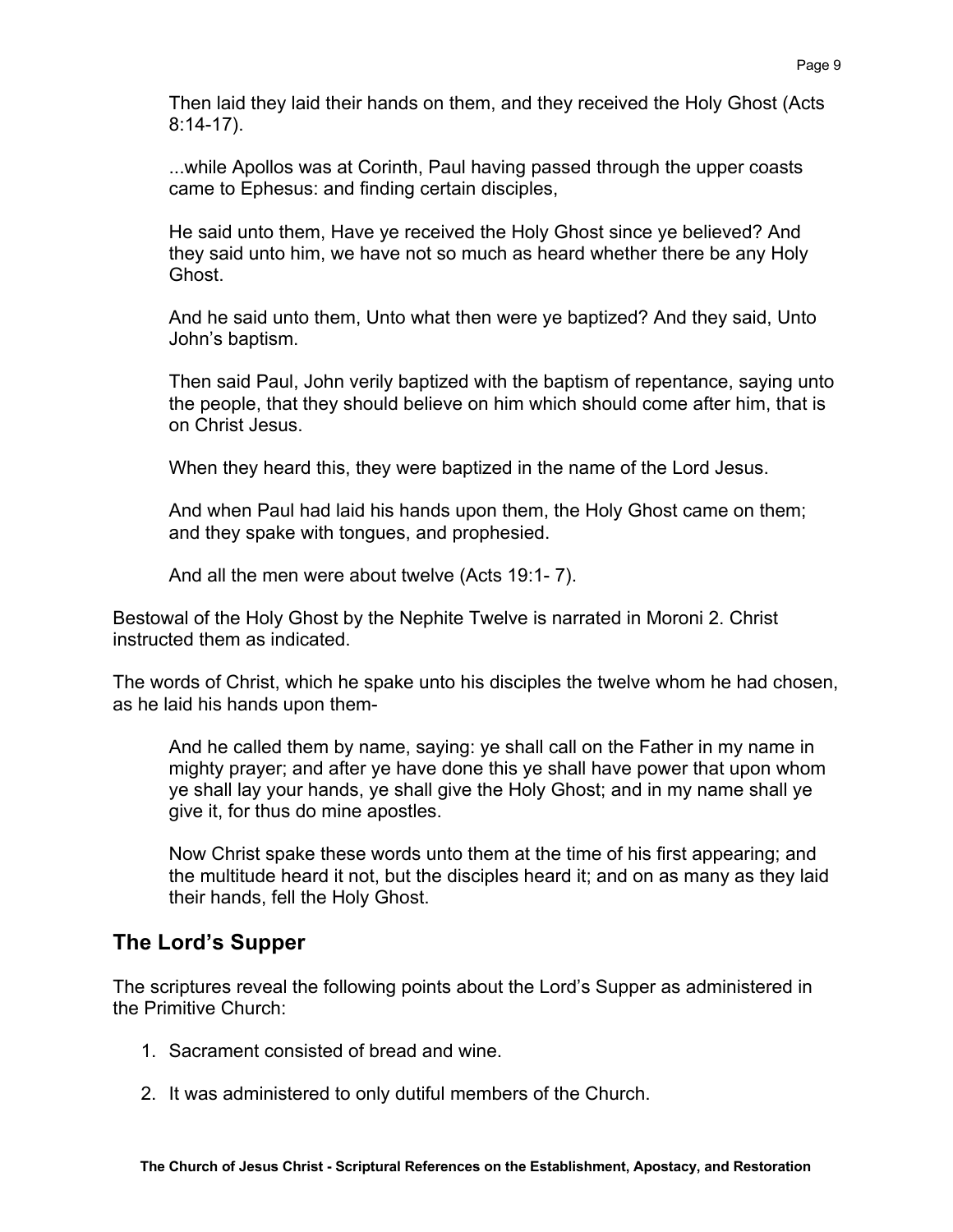> Then laid they laid their hands on them, and they received the Holy Ghost (Acts 8:14-17).
>
> ...while Apollos was at Corinth, Paul having passed through the upper coasts came to Ephesus: and finding certain disciples,
>
> He said unto them, Have ye received the Holy Ghost since ye believed? And they said unto him, we have not so much as heard whether there be any Holy Ghost.
>
> And he said unto them, Unto what then were ye baptized? And they said, Unto John's baptism.
>
> Then said Paul, John verily baptized with the baptism of repentance, saying unto the people, that they should believe on him which should come after him, that is on Christ Jesus.
>
> When they heard this, they were baptized in the name of the Lord Jesus.
>
> And when Paul had laid his hands upon them, the Holy Ghost came on them; and they spake with tongues, and prophesied.
>
> And all the men were about twelve (Acts 19:1- 7).

Bestowal of the Holy Ghost by the Nephite Twelve is narrated in Moroni 2. Christ instructed them as indicated.

The words of Christ, which he spake unto his disciples the twelve whom he had chosen, as he laid his hands upon them-

> And he called them by name, saying: ye shall call on the Father in my name in mighty prayer; and after ye have done this ye shall have power that upon whom ye shall lay your hands, ye shall give the Holy Ghost; and in my name shall ye give it, for thus do mine apostles.
>
> Now Christ spake these words unto them at the time of his first appearing; and the multitude heard it not, but the disciples heard it; and on as many as they laid their hands, fell the Holy Ghost.

## The Lord's Supper

The scriptures reveal the following points about the Lord's Supper as administered in the Primitive Church:

1. Sacrament consisted of bread and wine.
2. It was administered to only dutiful members of the Church.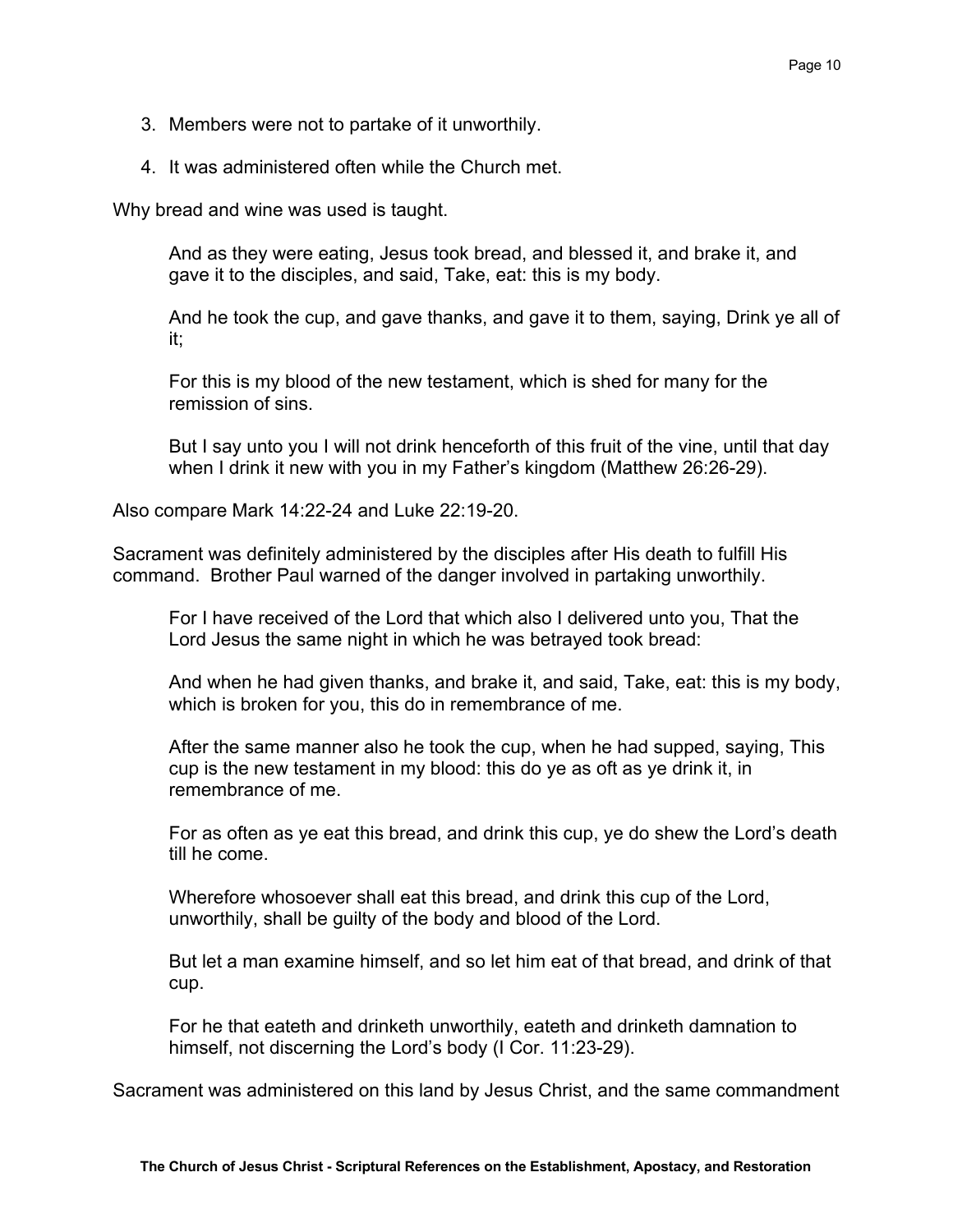3. Members were not to partake of it unworthily.

4. It was administered often while the Church met.

Why bread and wine was used is taught.

> And as they were eating, Jesus took bread, and blessed it, and brake it, and gave it to the disciples, and said, Take, eat: this is my body.
>
> And he took the cup, and gave thanks, and gave it to them, saying, Drink ye all of it;
>
> For this is my blood of the new testament, which is shed for many for the remission of sins.
>
> But I say unto you I will not drink henceforth of this fruit of the vine, until that day when I drink it new with you in my Father's kingdom (Matthew 26:26-29).

Also compare Mark 14:22-24 and Luke 22:19-20.

Sacrament was definitely administered by the disciples after His death to fulfill His command. Brother Paul warned of the danger involved in partaking unworthily.

> For I have received of the Lord that which also I delivered unto you, That the Lord Jesus the same night in which he was betrayed took bread:
>
> And when he had given thanks, and brake it, and said, Take, eat: this is my body, which is broken for you, this do in remembrance of me.
>
> After the same manner also he took the cup, when he had supped, saying, This cup is the new testament in my blood: this do ye as oft as ye drink it, in remembrance of me.
>
> For as often as ye eat this bread, and drink this cup, ye do shew the Lord's death till he come.
>
> Wherefore whosoever shall eat this bread, and drink this cup of the Lord, unworthily, shall be guilty of the body and blood of the Lord.
>
> But let a man examine himself, and so let him eat of that bread, and drink of that cup.
>
> For he that eateth and drinketh unworthily, eateth and drinketh damnation to himself, not discerning the Lord's body (I Cor. 11:23-29).

Sacrament was administered on this land by Jesus Christ, and the same commandment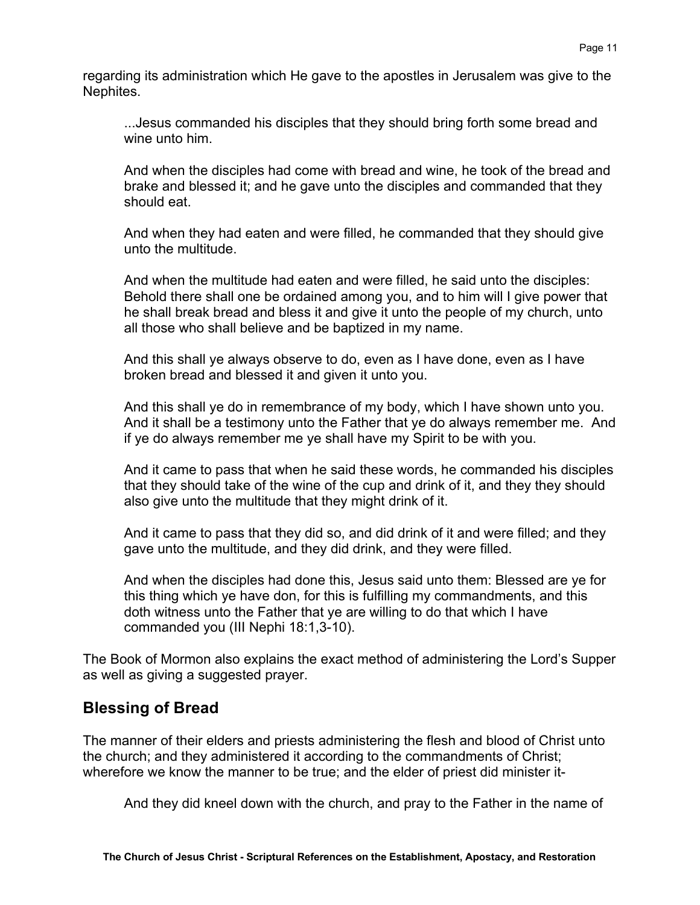regarding its administration which He gave to the apostles in Jerusalem was give to the Nephites.

> ...Jesus commanded his disciples that they should bring forth some bread and wine unto him.
>
> And when the disciples had come with bread and wine, he took of the bread and brake and blessed it; and he gave unto the disciples and commanded that they should eat.
>
> And when they had eaten and were filled, he commanded that they should give unto the multitude.
>
> And when the multitude had eaten and were filled, he said unto the disciples: Behold there shall one be ordained among you, and to him will I give power that he shall break bread and bless it and give it unto the people of my church, unto all those who shall believe and be baptized in my name.
>
> And this shall ye always observe to do, even as I have done, even as I have broken bread and blessed it and given it unto you.
>
> And this shall ye do in remembrance of my body, which I have shown unto you. And it shall be a testimony unto the Father that ye do always remember me. And if ye do always remember me ye shall have my Spirit to be with you.
>
> And it came to pass that when he said these words, he commanded his disciples that they should take of the wine of the cup and drink of it, and they they should also give unto the multitude that they might drink of it.
>
> And it came to pass that they did so, and did drink of it and were filled; and they gave unto the multitude, and they did drink, and they were filled.
>
> And when the disciples had done this, Jesus said unto them: Blessed are ye for this thing which ye have don, for this is fulfilling my commandments, and this doth witness unto the Father that ye are willing to do that which I have commanded you (III Nephi 18:1,3-10).

The Book of Mormon also explains the exact method of administering the Lord's Supper as well as giving a suggested prayer.

## Blessing of Bread

The manner of their elders and priests administering the flesh and blood of Christ unto the church; and they administered it according to the commandments of Christ; wherefore we know the manner to be true; and the elder of priest did minister it-

> And they did kneel down with the church, and pray to the Father in the name of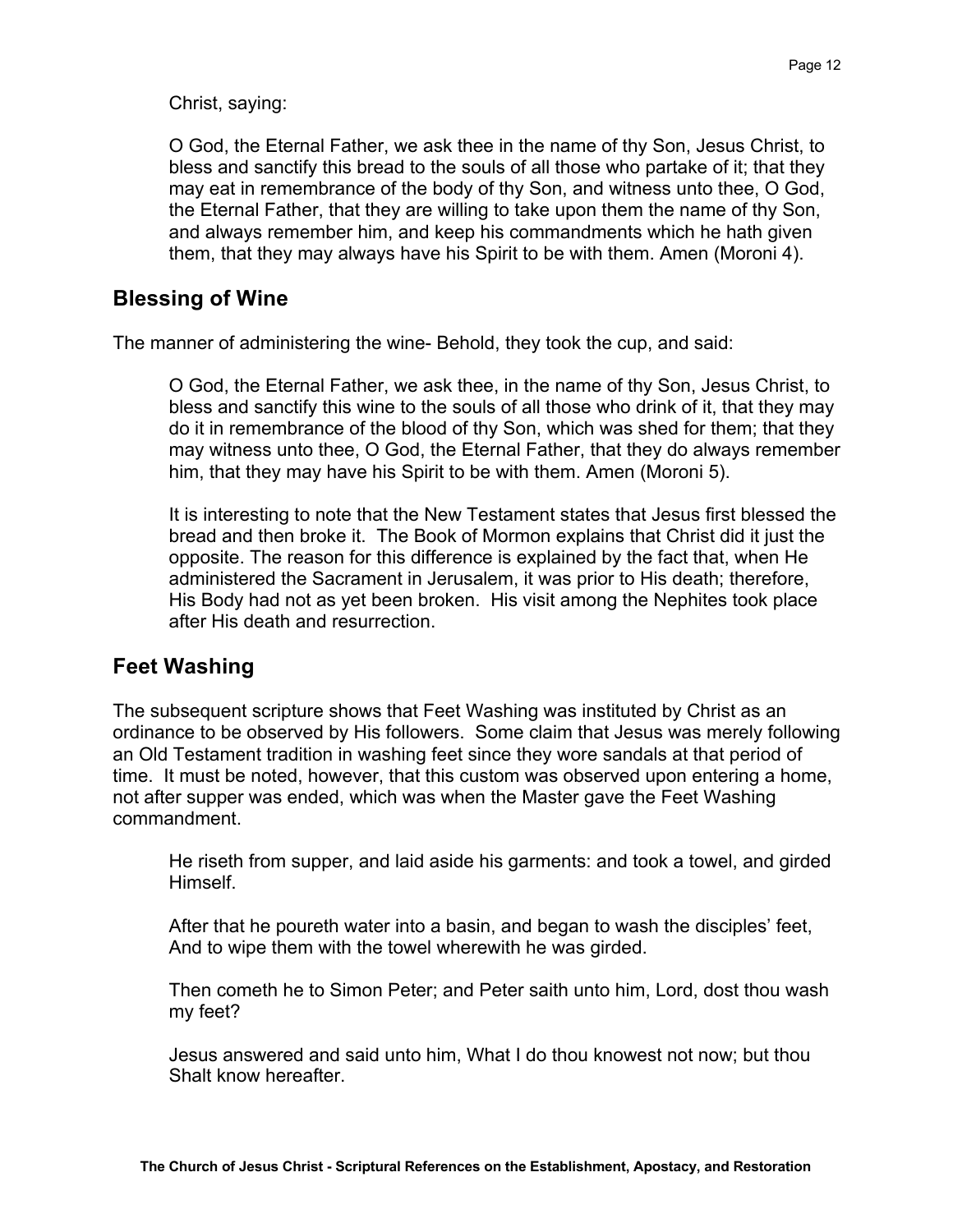Christ, saying:

> O God, the Eternal Father, we ask thee in the name of thy Son, Jesus Christ, to bless and sanctify this bread to the souls of all those who partake of it; that they may eat in remembrance of the body of thy Son, and witness unto thee, O God, the Eternal Father, that they are willing to take upon them the name of thy Son, and always remember him, and keep his commandments which he hath given them, that they may always have his Spirit to be with them. Amen (Moroni 4).

## Blessing of Wine

The manner of administering the wine- Behold, they took the cup, and said:

> O God, the Eternal Father, we ask thee, in the name of thy Son, Jesus Christ, to bless and sanctify this wine to the souls of all those who drink of it, that they may do it in remembrance of the blood of thy Son, which was shed for them; that they may witness unto thee, O God, the Eternal Father, that they do always remember him, that they may have his Spirit to be with them. Amen (Moroni 5).
>
> It is interesting to note that the New Testament states that Jesus first blessed the bread and then broke it. The Book of Mormon explains that Christ did it just the opposite. The reason for this difference is explained by the fact that, when He administered the Sacrament in Jerusalem, it was prior to His death; therefore, His Body had not as yet been broken. His visit among the Nephites took place after His death and resurrection.

## Feet Washing

The subsequent scripture shows that Feet Washing was instituted by Christ as an ordinance to be observed by His followers. Some claim that Jesus was merely following an Old Testament tradition in washing feet since they wore sandals at that period of time. It must be noted, however, that this custom was observed upon entering a home, not after supper was ended, which was when the Master gave the Feet Washing commandment.

> He riseth from supper, and laid aside his garments: and took a towel, and girded Himself.
>
> After that he poureth water into a basin, and began to wash the disciples' feet, And to wipe them with the towel wherewith he was girded.
>
> Then cometh he to Simon Peter; and Peter saith unto him, Lord, dost thou wash my feet?
>
> Jesus answered and said unto him, What I do thou knowest not now; but thou Shalt know hereafter.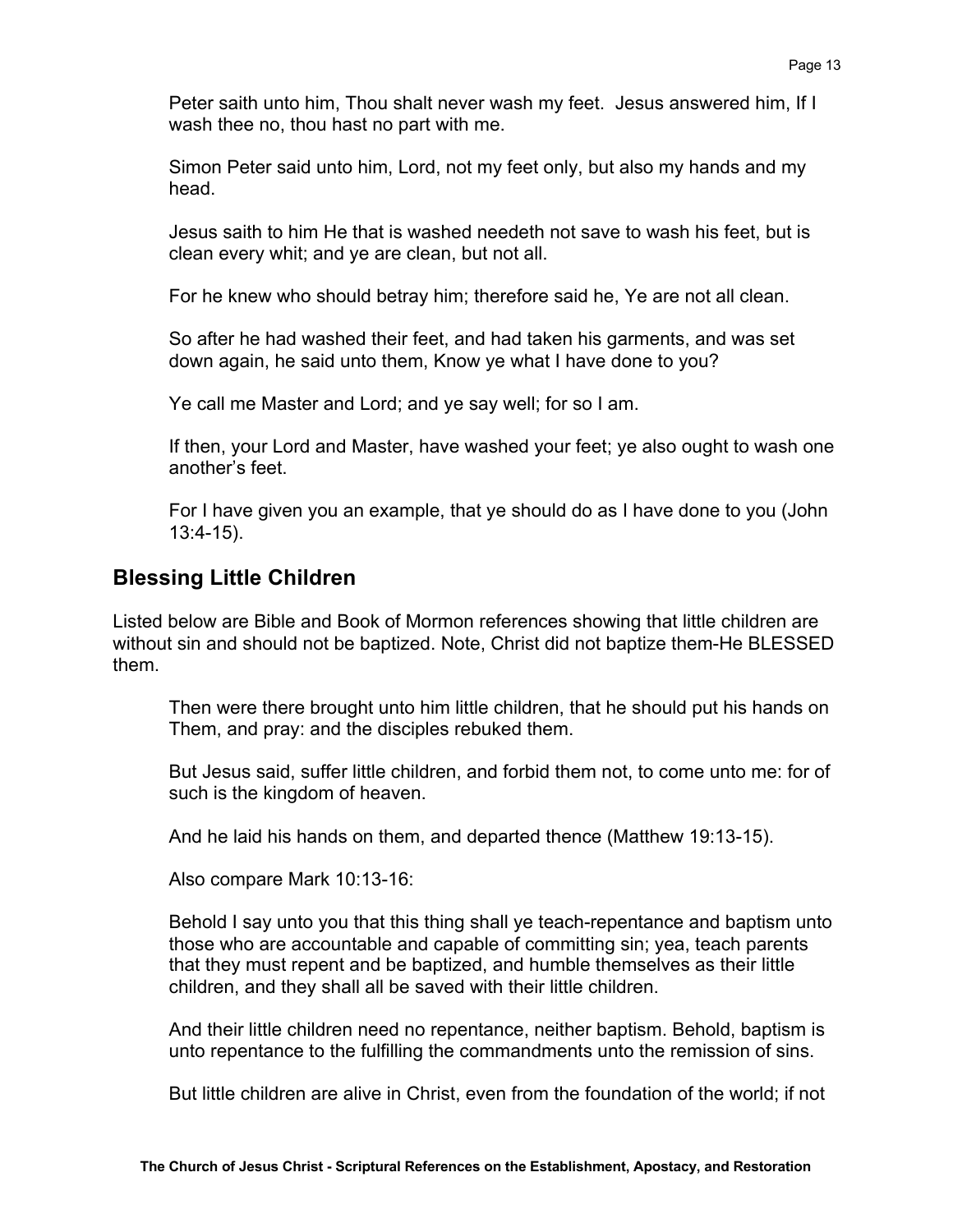Peter saith unto him, Thou shalt never wash my feet. Jesus answered him, If I wash thee no, thou hast no part with me.

Simon Peter said unto him, Lord, not my feet only, but also my hands and my head.

Jesus saith to him He that is washed needeth not save to wash his feet, but is clean every whit; and ye are clean, but not all.

For he knew who should betray him; therefore said he, Ye are not all clean.

So after he had washed their feet, and had taken his garments, and was set down again, he said unto them, Know ye what I have done to you?

Ye call me Master and Lord; and ye say well; for so I am.

If then, your Lord and Master, have washed your feet; ye also ought to wash one another's feet.

For I have given you an example, that ye should do as I have done to you (John 13:4-15).

## Blessing Little Children

Listed below are Bible and Book of Mormon references showing that little children are without sin and should not be baptized. Note, Christ did not baptize them-He BLESSED them.

Then were there brought unto him little children, that he should put his hands on Them, and pray: and the disciples rebuked them.

But Jesus said, suffer little children, and forbid them not, to come unto me: for of such is the kingdom of heaven.

And he laid his hands on them, and departed thence (Matthew 19:13-15).

Also compare Mark 10:13-16:

Behold I say unto you that this thing shall ye teach-repentance and baptism unto those who are accountable and capable of committing sin; yea, teach parents that they must repent and be baptized, and humble themselves as their little children, and they shall all be saved with their little children.

And their little children need no repentance, neither baptism. Behold, baptism is unto repentance to the fulfilling the commandments unto the remission of sins.

But little children are alive in Christ, even from the foundation of the world; if not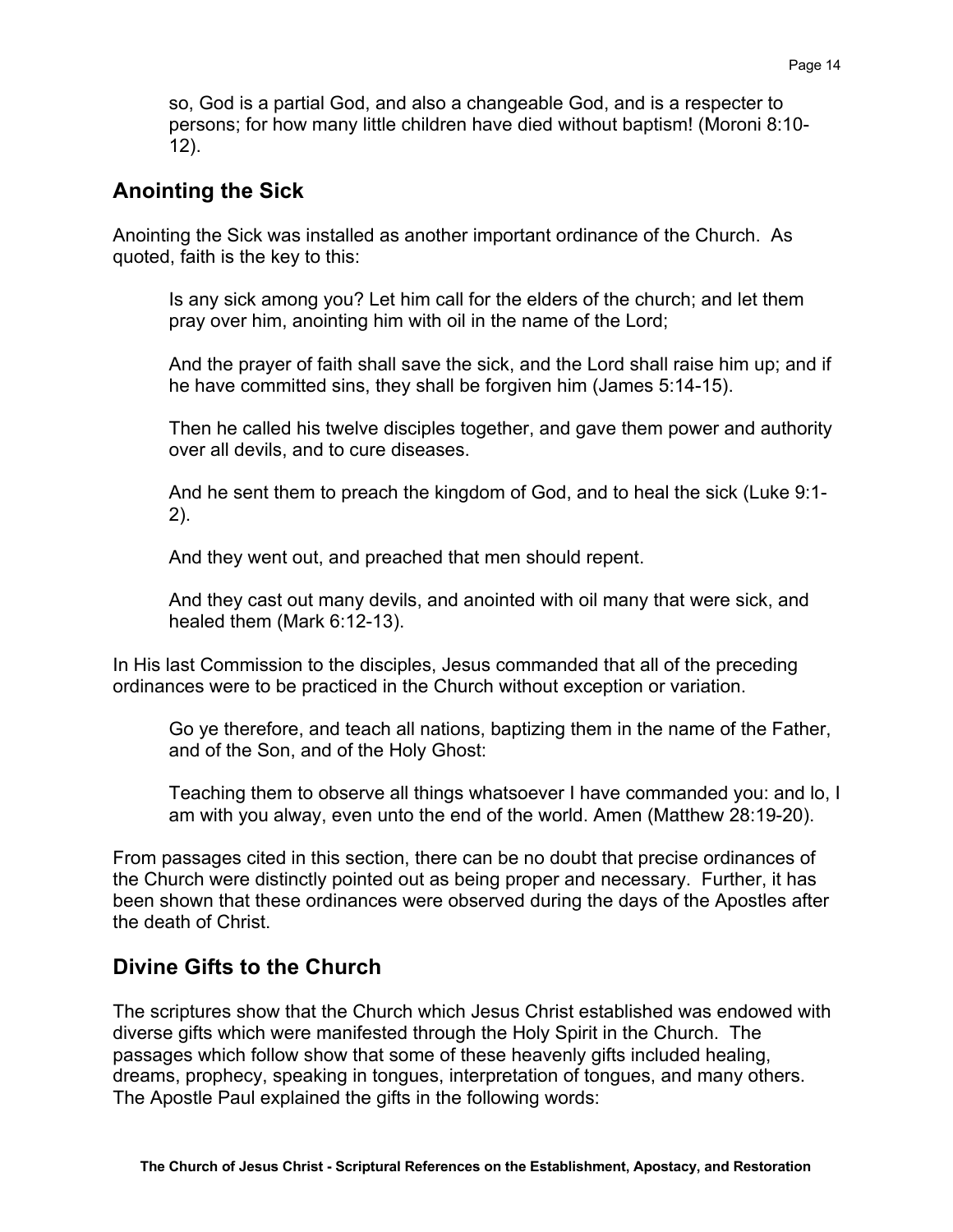> so, God is a partial God, and also a changeable God, and is a respecter to persons; for how many little children have died without baptism! (Moroni 8:10-12).

## Anointing the Sick

Anointing the Sick was installed as another important ordinance of the Church. As quoted, faith is the key to this:

> Is any sick among you? Let him call for the elders of the church; and let them pray over him, anointing him with oil in the name of the Lord;
>
> And the prayer of faith shall save the sick, and the Lord shall raise him up; and if he have committed sins, they shall be forgiven him (James 5:14-15).
>
> Then he called his twelve disciples together, and gave them power and authority over all devils, and to cure diseases.
>
> And he sent them to preach the kingdom of God, and to heal the sick (Luke 9:1-2).
>
> And they went out, and preached that men should repent.
>
> And they cast out many devils, and anointed with oil many that were sick, and healed them (Mark 6:12-13).

In His last Commission to the disciples, Jesus commanded that all of the preceding ordinances were to be practiced in the Church without exception or variation.

> Go ye therefore, and teach all nations, baptizing them in the name of the Father, and of the Son, and of the Holy Ghost:
>
> Teaching them to observe all things whatsoever I have commanded you: and lo, I am with you alway, even unto the end of the world. Amen (Matthew 28:19-20).

From passages cited in this section, there can be no doubt that precise ordinances of the Church were distinctly pointed out as being proper and necessary. Further, it has been shown that these ordinances were observed during the days of the Apostles after the death of Christ.

## Divine Gifts to the Church

The scriptures show that the Church which Jesus Christ established was endowed with diverse gifts which were manifested through the Holy Spirit in the Church. The passages which follow show that some of these heavenly gifts included healing, dreams, prophecy, speaking in tongues, interpretation of tongues, and many others. The Apostle Paul explained the gifts in the following words: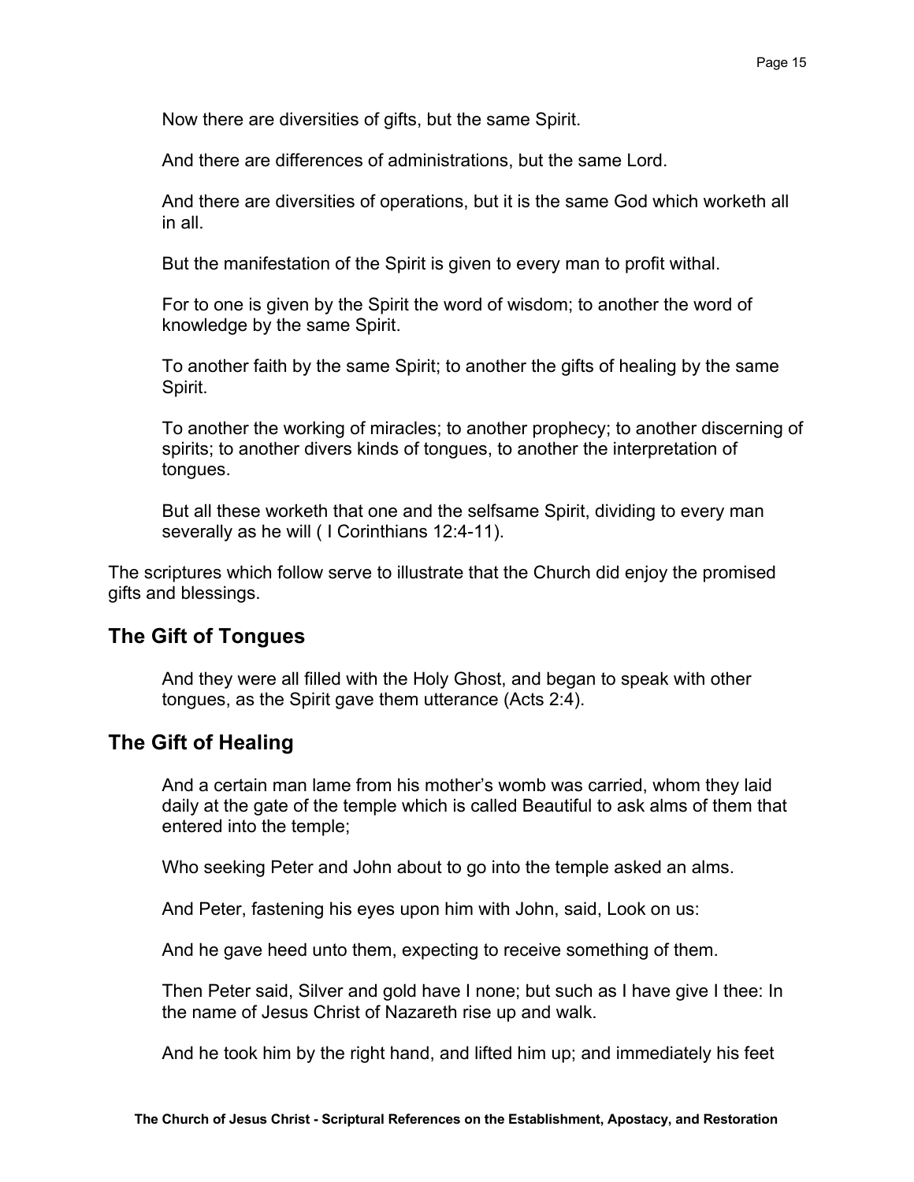> Now there are diversities of gifts, but the same Spirit.
>
> And there are differences of administrations, but the same Lord.
>
> And there are diversities of operations, but it is the same God which worketh all in all.
>
> But the manifestation of the Spirit is given to every man to profit withal.
>
> For to one is given by the Spirit the word of wisdom; to another the word of knowledge by the same Spirit.
>
> To another faith by the same Spirit; to another the gifts of healing by the same Spirit.
>
> To another the working of miracles; to another prophecy; to another discerning of spirits; to another divers kinds of tongues, to another the interpretation of tongues.
>
> But all these worketh that one and the selfsame Spirit, dividing to every man severally as he will ( I Corinthians 12:4-11).

The scriptures which follow serve to illustrate that the Church did enjoy the promised gifts and blessings.

## The Gift of Tongues

> And they were all filled with the Holy Ghost, and began to speak with other tongues, as the Spirit gave them utterance (Acts 2:4).

## The Gift of Healing

> And a certain man lame from his mother's womb was carried, whom they laid daily at the gate of the temple which is called Beautiful to ask alms of them that entered into the temple;
>
> Who seeking Peter and John about to go into the temple asked an alms.
>
> And Peter, fastening his eyes upon him with John, said, Look on us:
>
> And he gave heed unto them, expecting to receive something of them.
>
> Then Peter said, Silver and gold have I none; but such as I have give I thee: In the name of Jesus Christ of Nazareth rise up and walk.
>
> And he took him by the right hand, and lifted him up; and immediately his feet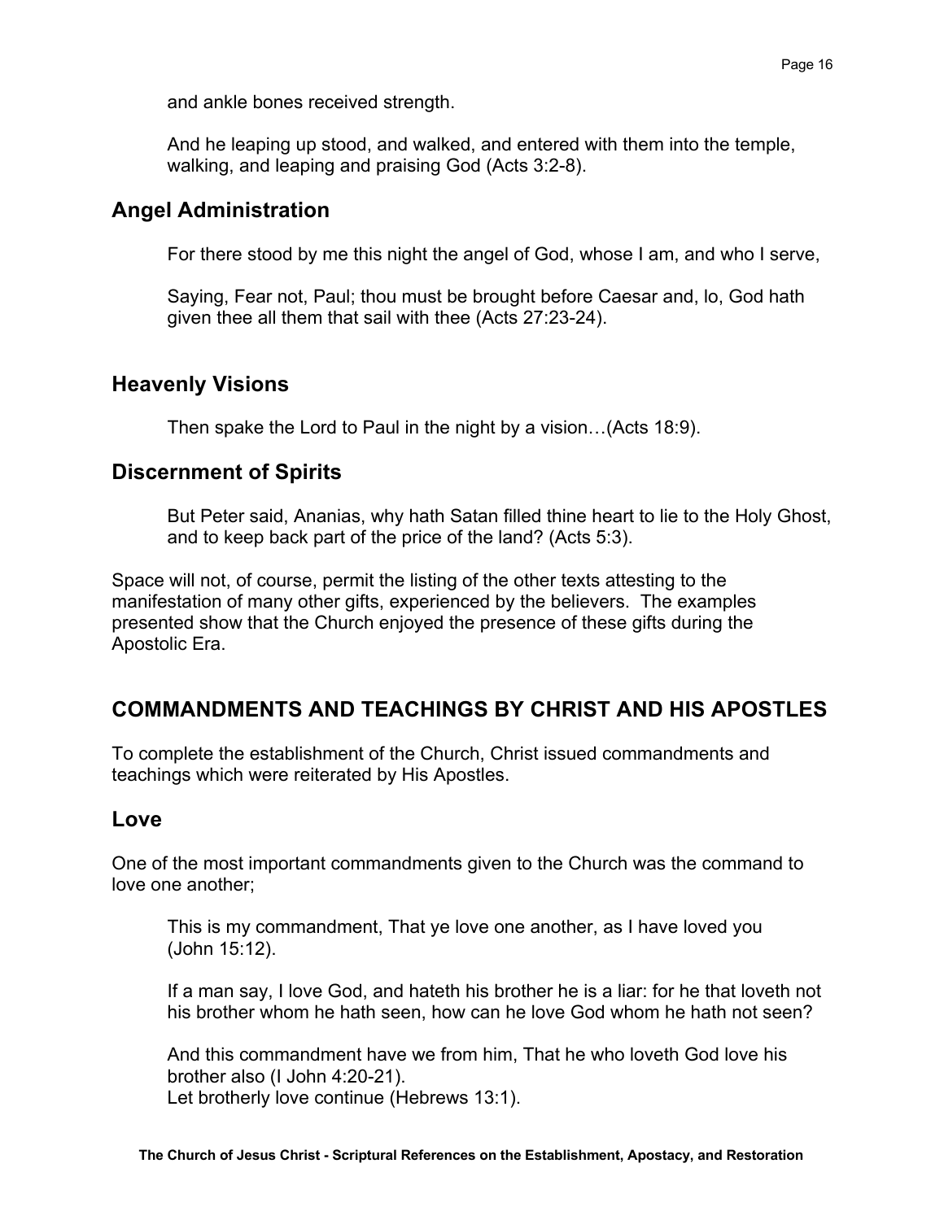and ankle bones received strength.

> And he leaping up stood, and walked, and entered with them into the temple, walking, and leaping and praising God (Acts 3:2-8).

### Angel Administration

> For there stood by me this night the angel of God, whose I am, and who I serve,
>
> Saying, Fear not, Paul; thou must be brought before Caesar and, lo, God hath given thee all them that sail with thee (Acts 27:23-24).

### Heavenly Visions

> Then spake the Lord to Paul in the night by a vision…(Acts 18:9).

### Discernment of Spirits

> But Peter said, Ananias, why hath Satan filled thine heart to lie to the Holy Ghost, and to keep back part of the price of the land? (Acts 5:3).

Space will not, of course, permit the listing of the other texts attesting to the manifestation of many other gifts, experienced by the believers. The examples presented show that the Church enjoyed the presence of these gifts during the Apostolic Era.

## COMMANDMENTS AND TEACHINGS BY CHRIST AND HIS APOSTLES

To complete the establishment of the Church, Christ issued commandments and teachings which were reiterated by His Apostles.

### Love

One of the most important commandments given to the Church was the command to love one another;

> This is my commandment, That ye love one another, as I have loved you (John 15:12).
>
> If a man say, I love God, and hateth his brother he is a liar: for he that loveth not his brother whom he hath seen, how can he love God whom he hath not seen?
>
> And this commandment have we from him, That he who loveth God love his brother also (I John 4:20-21).
> Let brotherly love continue (Hebrews 13:1).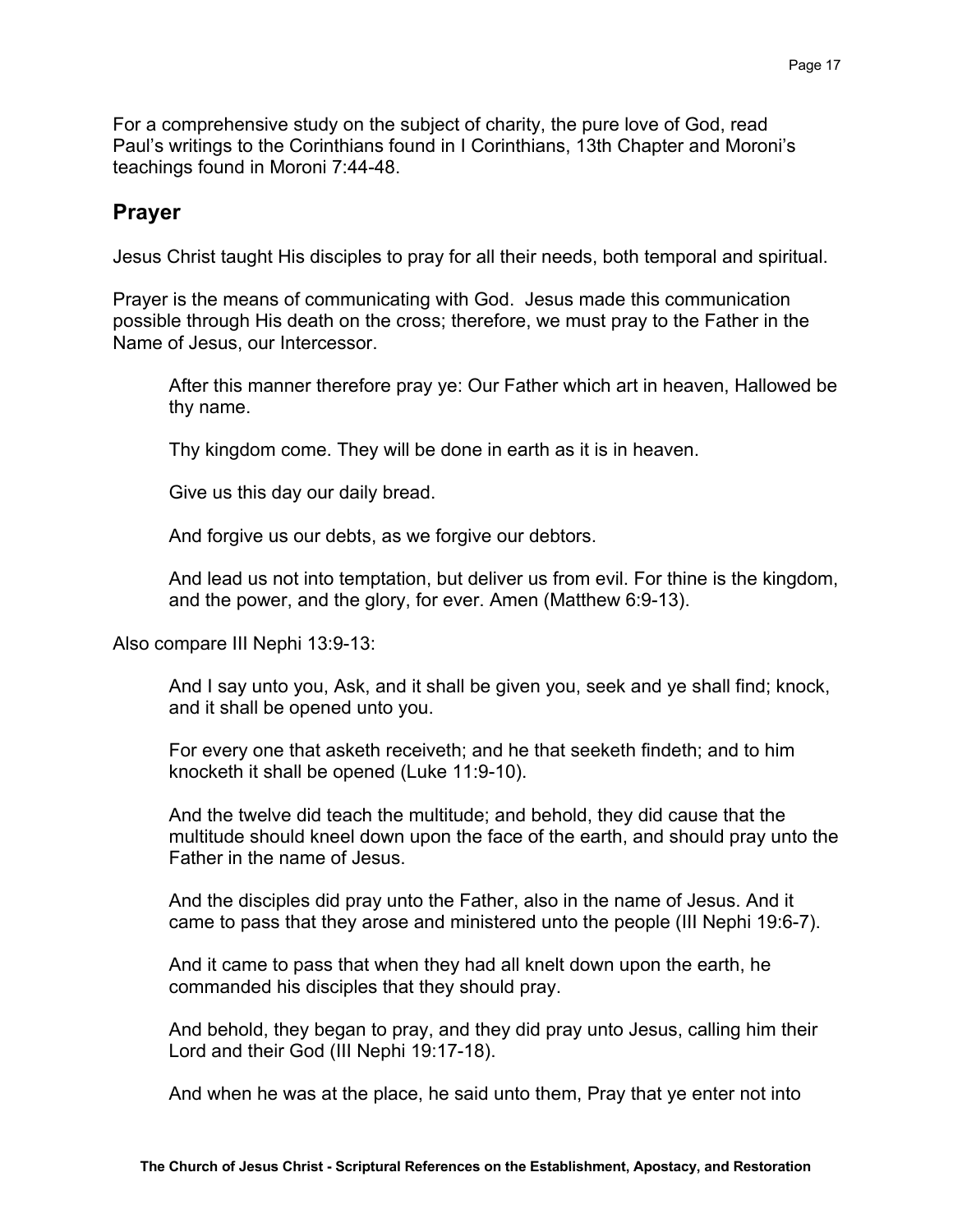For a comprehensive study on the subject of charity, the pure love of God, read Paul's writings to the Corinthians found in I Corinthians, 13th Chapter and Moroni's teachings found in Moroni 7:44-48.

## Prayer

Jesus Christ taught His disciples to pray for all their needs, both temporal and spiritual.

Prayer is the means of communicating with God. Jesus made this communication possible through His death on the cross; therefore, we must pray to the Father in the Name of Jesus, our Intercessor.

> After this manner therefore pray ye: Our Father which art in heaven, Hallowed be thy name.
>
> Thy kingdom come. They will be done in earth as it is in heaven.
>
> Give us this day our daily bread.
>
> And forgive us our debts, as we forgive our debtors.
>
> And lead us not into temptation, but deliver us from evil. For thine is the kingdom, and the power, and the glory, for ever. Amen (Matthew 6:9-13).

Also compare III Nephi 13:9-13:

> And I say unto you, Ask, and it shall be given you, seek and ye shall find; knock, and it shall be opened unto you.
>
> For every one that asketh receiveth; and he that seeketh findeth; and to him knocketh it shall be opened (Luke 11:9-10).
>
> And the twelve did teach the multitude; and behold, they did cause that the multitude should kneel down upon the face of the earth, and should pray unto the Father in the name of Jesus.
>
> And the disciples did pray unto the Father, also in the name of Jesus. And it came to pass that they arose and ministered unto the people (III Nephi 19:6-7).
>
> And it came to pass that when they had all knelt down upon the earth, he commanded his disciples that they should pray.
>
> And behold, they began to pray, and they did pray unto Jesus, calling him their Lord and their God (III Nephi 19:17-18).
>
> And when he was at the place, he said unto them, Pray that ye enter not into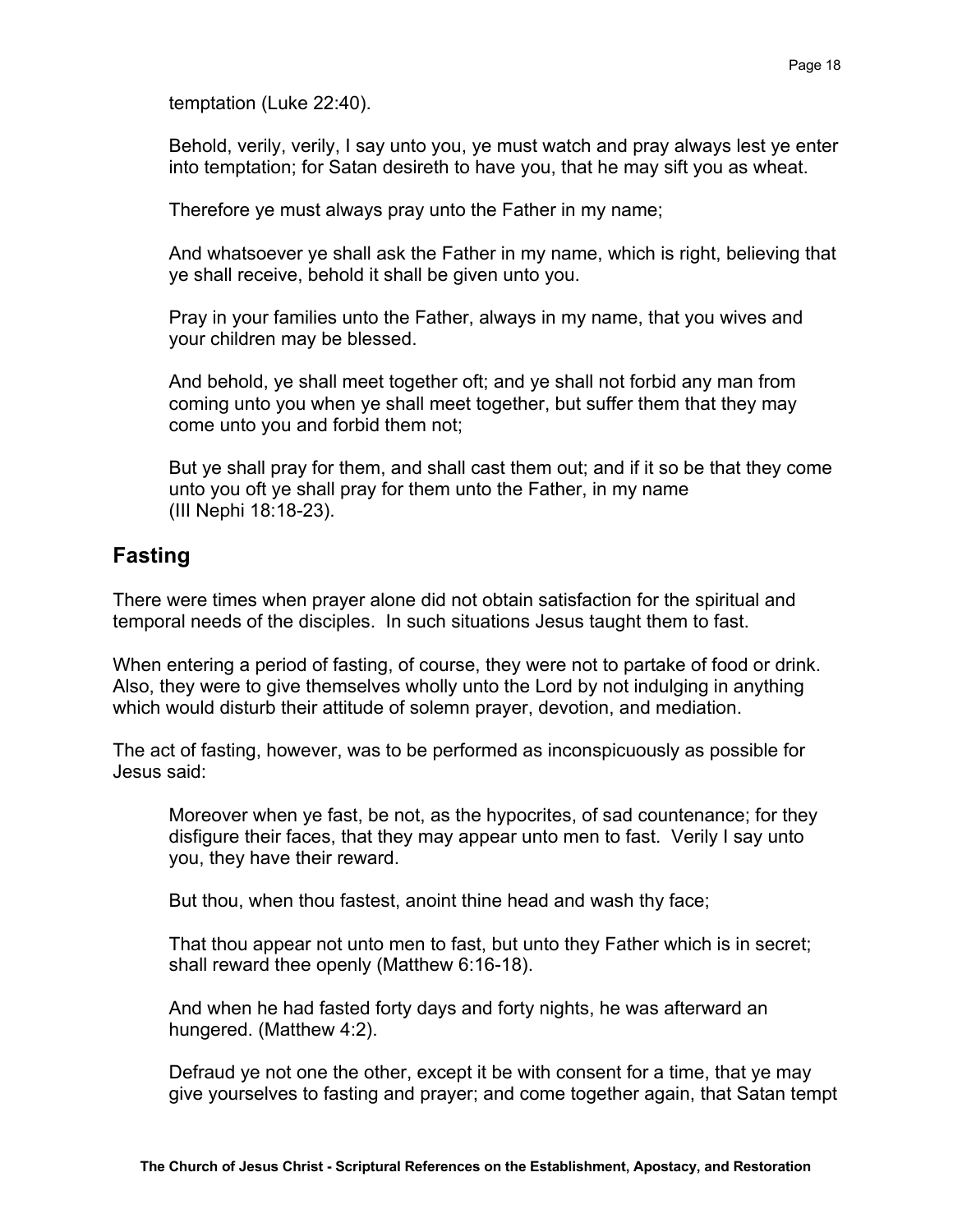temptation (Luke 22:40).

> Behold, verily, verily, I say unto you, ye must watch and pray always lest ye enter into temptation; for Satan desireth to have you, that he may sift you as wheat.
>
> Therefore ye must always pray unto the Father in my name;
>
> And whatsoever ye shall ask the Father in my name, which is right, believing that ye shall receive, behold it shall be given unto you.
>
> Pray in your families unto the Father, always in my name, that you wives and your children may be blessed.
>
> And behold, ye shall meet together oft; and ye shall not forbid any man from coming unto you when ye shall meet together, but suffer them that they may come unto you and forbid them not;
>
> But ye shall pray for them, and shall cast them out; and if it so be that they come unto you oft ye shall pray for them unto the Father, in my name (III Nephi 18:18-23).

## Fasting

There were times when prayer alone did not obtain satisfaction for the spiritual and temporal needs of the disciples. In such situations Jesus taught them to fast.

When entering a period of fasting, of course, they were not to partake of food or drink. Also, they were to give themselves wholly unto the Lord by not indulging in anything which would disturb their attitude of solemn prayer, devotion, and mediation.

The act of fasting, however, was to be performed as inconspicuously as possible for Jesus said:

> Moreover when ye fast, be not, as the hypocrites, of sad countenance; for they disfigure their faces, that they may appear unto men to fast. Verily I say unto you, they have their reward.
>
> But thou, when thou fastest, anoint thine head and wash thy face;
>
> That thou appear not unto men to fast, but unto they Father which is in secret; shall reward thee openly (Matthew 6:16-18).
>
> And when he had fasted forty days and forty nights, he was afterward an hungered. (Matthew 4:2).
>
> Defraud ye not one the other, except it be with consent for a time, that ye may give yourselves to fasting and prayer; and come together again, that Satan tempt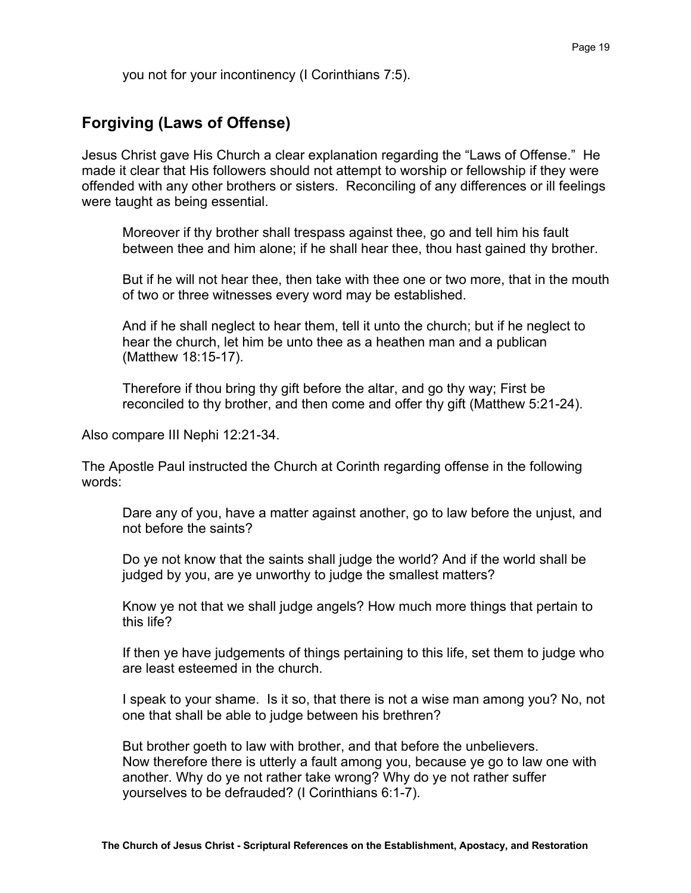you not for your incontinency (I Corinthians 7:5).

## Forgiving (Laws of Offense)

Jesus Christ gave His Church a clear explanation regarding the "Laws of Offense." He made it clear that His followers should not attempt to worship or fellowship if they were offended with any other brothers or sisters. Reconciling of any differences or ill feelings were taught as being essential.

> Moreover if thy brother shall trespass against thee, go and tell him his fault between thee and him alone; if he shall hear thee, thou hast gained thy brother.
>
> But if he will not hear thee, then take with thee one or two more, that in the mouth of two or three witnesses every word may be established.
>
> And if he shall neglect to hear them, tell it unto the church; but if he neglect to hear the church, let him be unto thee as a heathen man and a publican (Matthew 18:15-17).
>
> Therefore if thou bring thy gift before the altar, and go thy way; First be reconciled to thy brother, and then come and offer thy gift (Matthew 5:21-24).

Also compare III Nephi 12:21-34.

The Apostle Paul instructed the Church at Corinth regarding offense in the following words:

> Dare any of you, have a matter against another, go to law before the unjust, and not before the saints?
>
> Do ye not know that the saints shall judge the world? And if the world shall be judged by you, are ye unworthy to judge the smallest matters?
>
> Know ye not that we shall judge angels? How much more things that pertain to this life?
>
> If then ye have judgements of things pertaining to this life, set them to judge who are least esteemed in the church.
>
> I speak to your shame. Is it so, that there is not a wise man among you? No, not one that shall be able to judge between his brethren?
>
> But brother goeth to law with brother, and that before the unbelievers.
> Now therefore there is utterly a fault among you, because ye go to law one with another. Why do ye not rather take wrong? Why do ye not rather suffer yourselves to be defrauded? (I Corinthians 6:1-7).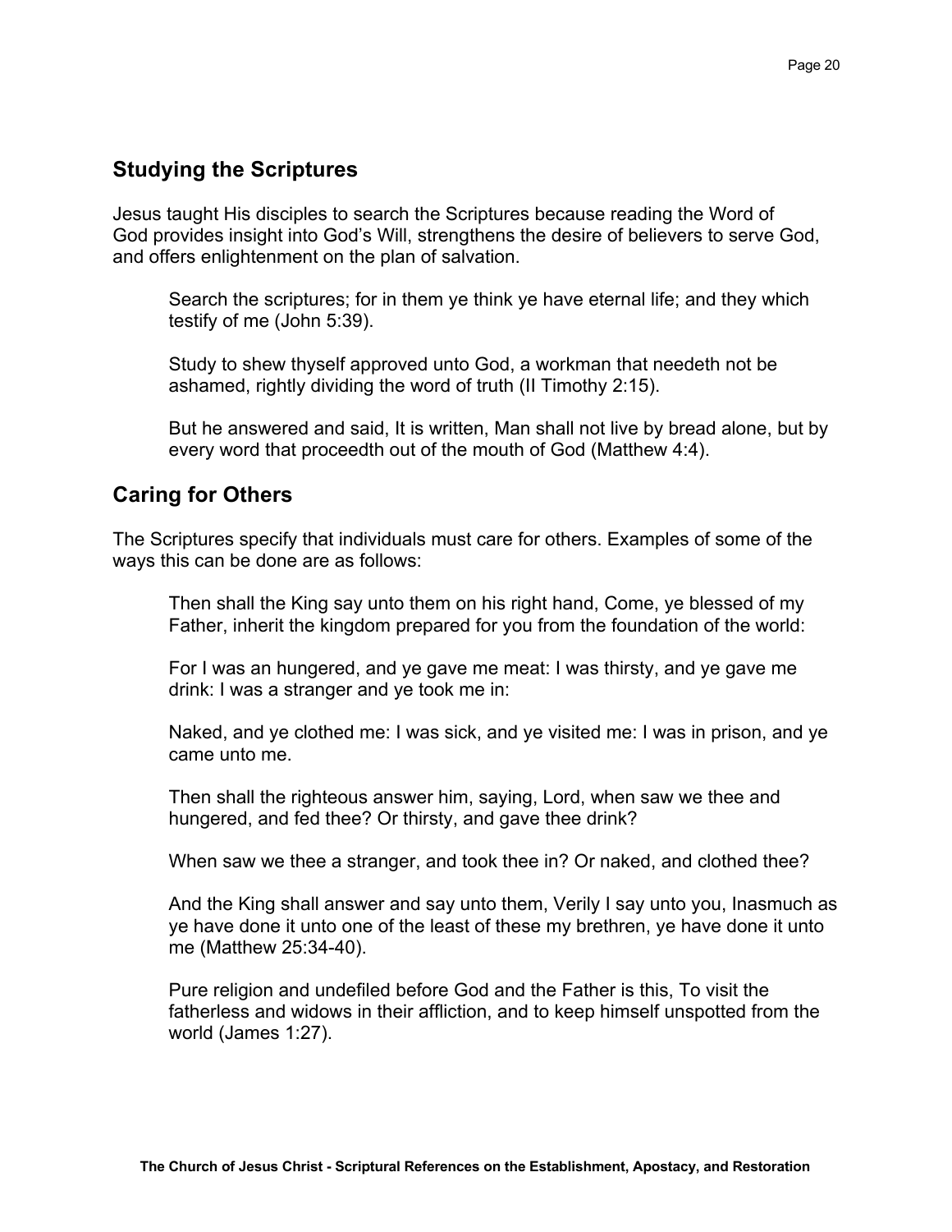## Studying the Scriptures

Jesus taught His disciples to search the Scriptures because reading the Word of God provides insight into God's Will, strengthens the desire of believers to serve God, and offers enlightenment on the plan of salvation.

> Search the scriptures; for in them ye think ye have eternal life; and they which testify of me (John 5:39).
>
> Study to shew thyself approved unto God, a workman that needeth not be ashamed, rightly dividing the word of truth (II Timothy 2:15).
>
> But he answered and said, It is written, Man shall not live by bread alone, but by every word that proceedth out of the mouth of God (Matthew 4:4).

## Caring for Others

The Scriptures specify that individuals must care for others. Examples of some of the ways this can be done are as follows:

> Then shall the King say unto them on his right hand, Come, ye blessed of my Father, inherit the kingdom prepared for you from the foundation of the world:
>
> For I was an hungered, and ye gave me meat: I was thirsty, and ye gave me drink: I was a stranger and ye took me in:
>
> Naked, and ye clothed me: I was sick, and ye visited me: I was in prison, and ye came unto me.
>
> Then shall the righteous answer him, saying, Lord, when saw we thee and hungered, and fed thee? Or thirsty, and gave thee drink?
>
> When saw we thee a stranger, and took thee in? Or naked, and clothed thee?
>
> And the King shall answer and say unto them, Verily I say unto you, Inasmuch as ye have done it unto one of the least of these my brethren, ye have done it unto me (Matthew 25:34-40).
>
> Pure religion and undefiled before God and the Father is this, To visit the fatherless and widows in their affliction, and to keep himself unspotted from the world (James 1:27).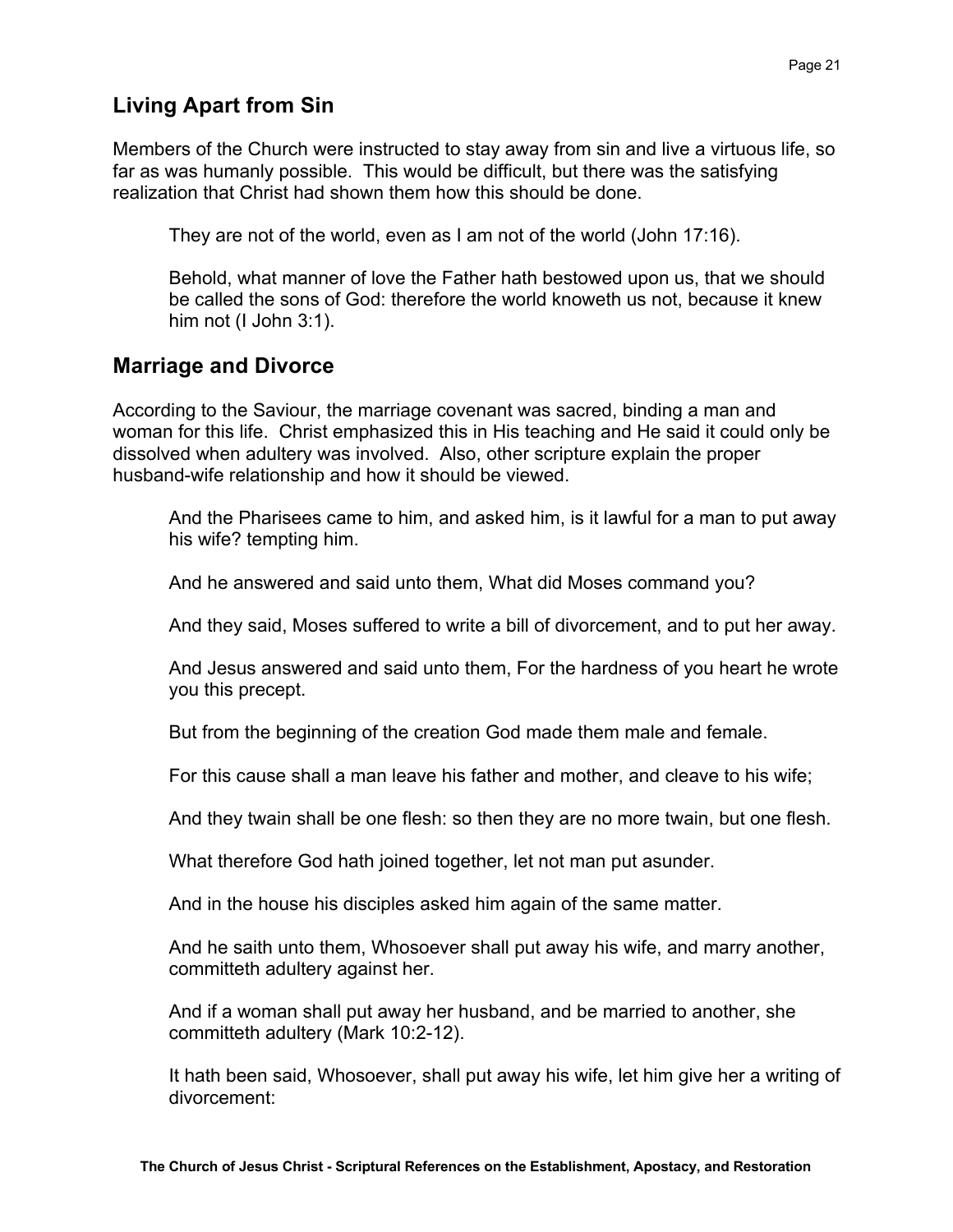## Living Apart from Sin

Members of the Church were instructed to stay away from sin and live a virtuous life, so far as was humanly possible. This would be difficult, but there was the satisfying realization that Christ had shown them how this should be done.

> They are not of the world, even as I am not of the world (John 17:16).
>
> Behold, what manner of love the Father hath bestowed upon us, that we should be called the sons of God: therefore the world knoweth us not, because it knew him not (I John 3:1).

## Marriage and Divorce

According to the Saviour, the marriage covenant was sacred, binding a man and woman for this life. Christ emphasized this in His teaching and He said it could only be dissolved when adultery was involved. Also, other scripture explain the proper husband-wife relationship and how it should be viewed.

> And the Pharisees came to him, and asked him, is it lawful for a man to put away his wife? tempting him.
>
> And he answered and said unto them, What did Moses command you?
>
> And they said, Moses suffered to write a bill of divorcement, and to put her away.
>
> And Jesus answered and said unto them, For the hardness of you heart he wrote you this precept.
>
> But from the beginning of the creation God made them male and female.
>
> For this cause shall a man leave his father and mother, and cleave to his wife;
>
> And they twain shall be one flesh: so then they are no more twain, but one flesh.
>
> What therefore God hath joined together, let not man put asunder.
>
> And in the house his disciples asked him again of the same matter.
>
> And he saith unto them, Whosoever shall put away his wife, and marry another, committeth adultery against her.
>
> And if a woman shall put away her husband, and be married to another, she committeth adultery (Mark 10:2-12).
>
> It hath been said, Whosoever, shall put away his wife, let him give her a writing of divorcement: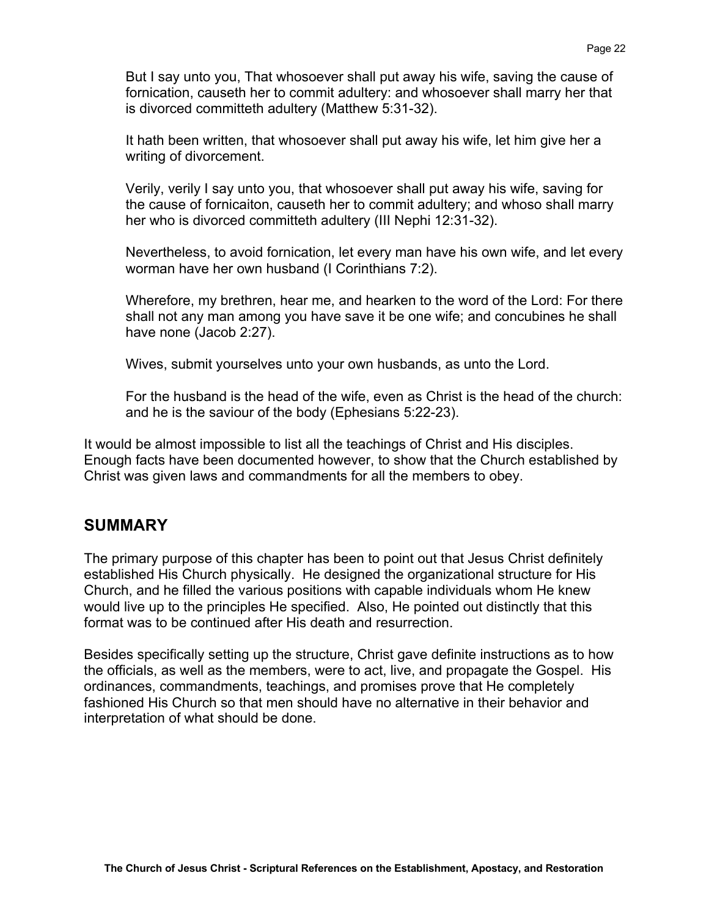But I say unto you, That whosoever shall put away his wife, saving the cause of fornication, causeth her to commit adultery: and whosoever shall marry her that is divorced committeth adultery (Matthew 5:31-32).

It hath been written, that whosoever shall put away his wife, let him give her a writing of divorcement.

Verily, verily I say unto you, that whosoever shall put away his wife, saving for the cause of fornicaiton, causeth her to commit adultery; and whoso shall marry her who is divorced committeth adultery (III Nephi 12:31-32).

Nevertheless, to avoid fornication, let every man have his own wife, and let every worman have her own husband (I Corinthians 7:2).

Wherefore, my brethren, hear me, and hearken to the word of the Lord: For there shall not any man among you have save it be one wife; and concubines he shall have none (Jacob 2:27).

Wives, submit yourselves unto your own husbands, as unto the Lord.

For the husband is the head of the wife, even as Christ is the head of the church: and he is the saviour of the body (Ephesians 5:22-23).

It would be almost impossible to list all the teachings of Christ and His disciples. Enough facts have been documented however, to show that the Church established by Christ was given laws and commandments for all the members to obey.

## SUMMARY

The primary purpose of this chapter has been to point out that Jesus Christ definitely established His Church physically. He designed the organizational structure for His Church, and he filled the various positions with capable individuals whom He knew would live up to the principles He specified. Also, He pointed out distinctly that this format was to be continued after His death and resurrection.

Besides specifically setting up the structure, Christ gave definite instructions as to how the officials, as well as the members, were to act, live, and propagate the Gospel. His ordinances, commandments, teachings, and promises prove that He completely fashioned His Church so that men should have no alternative in their behavior and interpretation of what should be done.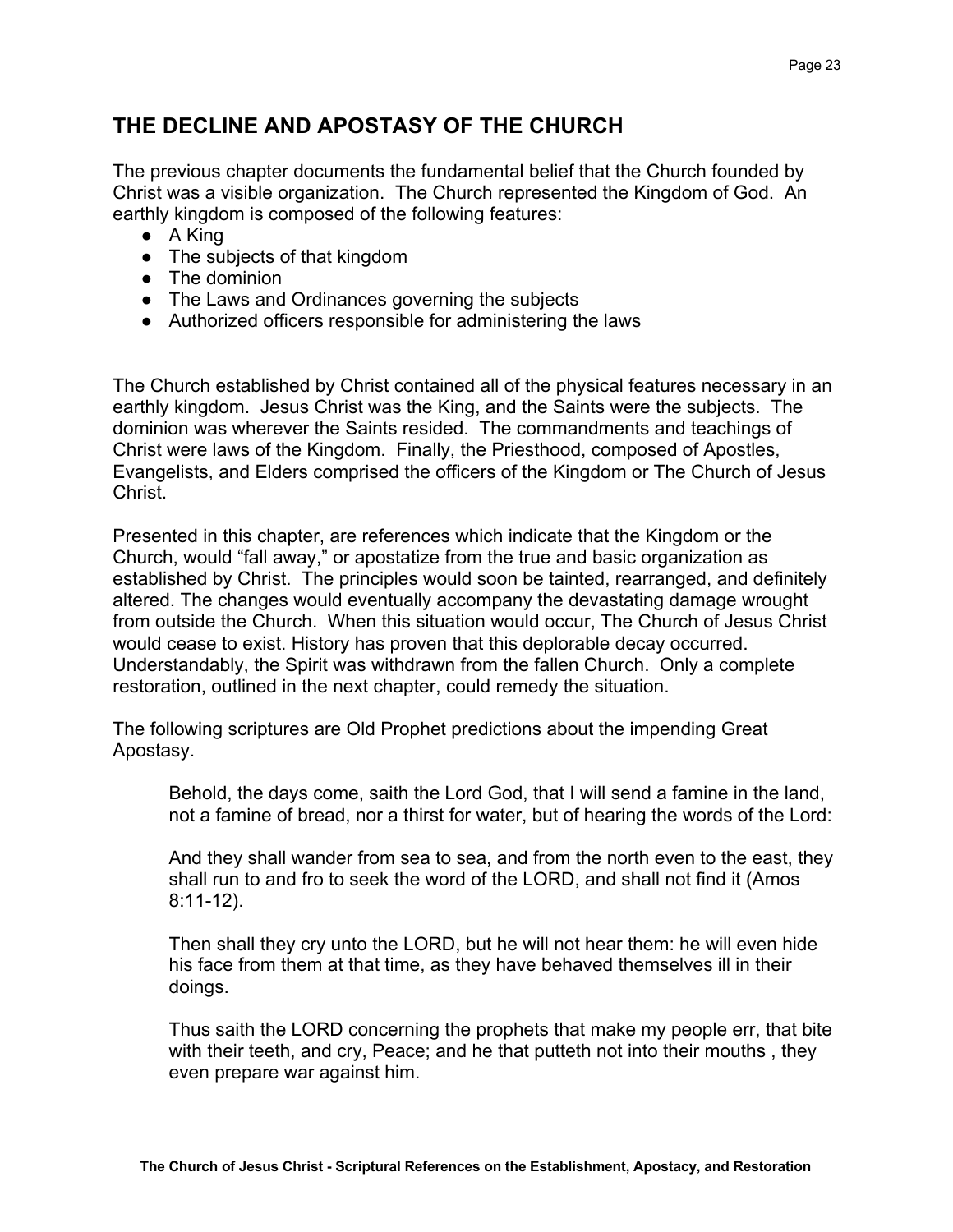## THE DECLINE AND APOSTASY OF THE CHURCH

The previous chapter documents the fundamental belief that the Church founded by Christ was a visible organization. The Church represented the Kingdom of God. An earthly kingdom is composed of the following features:

- A King
- The subjects of that kingdom
- The dominion
- The Laws and Ordinances governing the subjects
- Authorized officers responsible for administering the laws

The Church established by Christ contained all of the physical features necessary in an earthly kingdom. Jesus Christ was the King, and the Saints were the subjects. The dominion was wherever the Saints resided. The commandments and teachings of Christ were laws of the Kingdom. Finally, the Priesthood, composed of Apostles, Evangelists, and Elders comprised the officers of the Kingdom or The Church of Jesus Christ.

Presented in this chapter, are references which indicate that the Kingdom or the Church, would "fall away," or apostatize from the true and basic organization as established by Christ. The principles would soon be tainted, rearranged, and definitely altered. The changes would eventually accompany the devastating damage wrought from outside the Church. When this situation would occur, The Church of Jesus Christ would cease to exist. History has proven that this deplorable decay occurred. Understandably, the Spirit was withdrawn from the fallen Church. Only a complete restoration, outlined in the next chapter, could remedy the situation.

The following scriptures are Old Prophet predictions about the impending Great Apostasy.

> Behold, the days come, saith the Lord God, that I will send a famine in the land, not a famine of bread, nor a thirst for water, but of hearing the words of the Lord:
>
> And they shall wander from sea to sea, and from the north even to the east, they shall run to and fro to seek the word of the LORD, and shall not find it (Amos 8:11-12).
>
> Then shall they cry unto the LORD, but he will not hear them: he will even hide his face from them at that time, as they have behaved themselves ill in their doings.
>
> Thus saith the LORD concerning the prophets that make my people err, that bite with their teeth, and cry, Peace; and he that putteth not into their mouths , they even prepare war against him.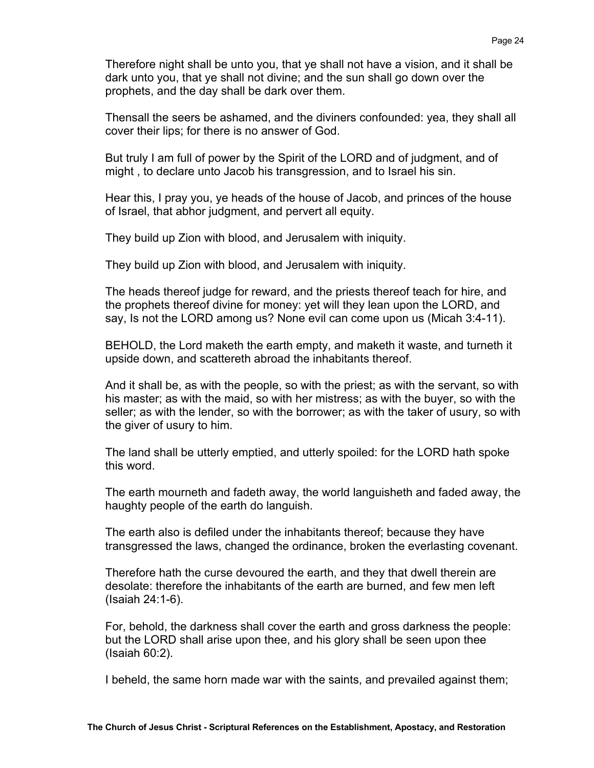Therefore night shall be unto you, that ye shall not have a vision, and it shall be dark unto you, that ye shall not divine; and the sun shall go down over the prophets, and the day shall be dark over them.

Thensall the seers be ashamed, and the diviners confounded: yea, they shall all cover their lips; for there is no answer of God.

But truly I am full of power by the Spirit of the LORD and of judgment, and of might , to declare unto Jacob his transgression, and to Israel his sin.

Hear this, I pray you, ye heads of the house of Jacob, and princes of the house of Israel, that abhor judgment, and pervert all equity.

They build up Zion with blood, and Jerusalem with iniquity.

They build up Zion with blood, and Jerusalem with iniquity.

The heads thereof judge for reward, and the priests thereof teach for hire, and the prophets thereof divine for money: yet will they lean upon the LORD, and say, Is not the LORD among us? None evil can come upon us (Micah 3:4-11).

BEHOLD, the Lord maketh the earth empty, and maketh it waste, and turneth it upside down, and scattereth abroad the inhabitants thereof.

And it shall be, as with the people, so with the priest; as with the servant, so with his master; as with the maid, so with her mistress; as with the buyer, so with the seller; as with the lender, so with the borrower; as with the taker of usury, so with the giver of usury to him.

The land shall be utterly emptied, and utterly spoiled: for the LORD hath spoke this word.

The earth mourneth and fadeth away, the world languisheth and faded away, the haughty people of the earth do languish.

The earth also is defiled under the inhabitants thereof; because they have transgressed the laws, changed the ordinance, broken the everlasting covenant.

Therefore hath the curse devoured the earth, and they that dwell therein are desolate: therefore the inhabitants of the earth are burned, and few men left (Isaiah 24:1-6).

For, behold, the darkness shall cover the earth and gross darkness the people: but the LORD shall arise upon thee, and his glory shall be seen upon thee (Isaiah 60:2).

I beheld, the same horn made war with the saints, and prevailed against them;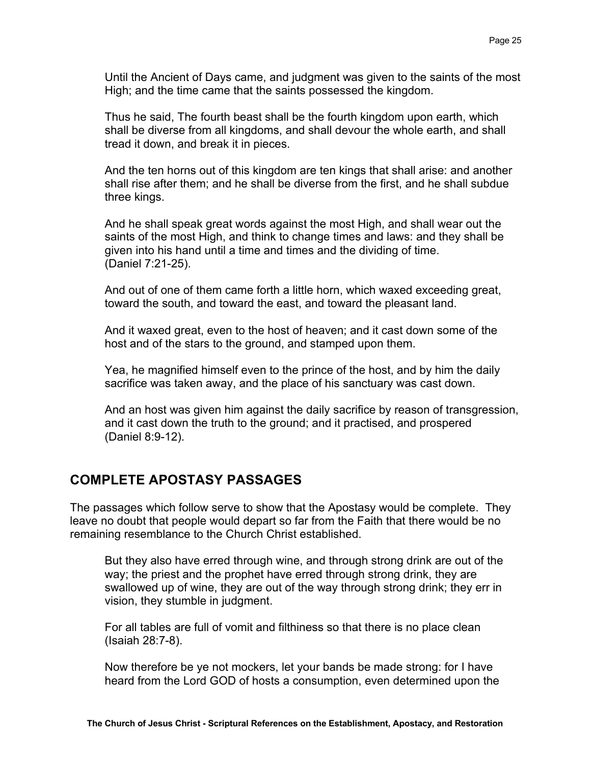Until the Ancient of Days came, and judgment was given to the saints of the most High; and the time came that the saints possessed the kingdom.

Thus he said, The fourth beast shall be the fourth kingdom upon earth, which shall be diverse from all kingdoms, and shall devour the whole earth, and shall tread it down, and break it in pieces.

And the ten horns out of this kingdom are ten kings that shall arise: and another shall rise after them; and he shall be diverse from the first, and he shall subdue three kings.

And he shall speak great words against the most High, and shall wear out the saints of the most High, and think to change times and laws: and they shall be given into his hand until a time and times and the dividing of time. (Daniel 7:21-25).

And out of one of them came forth a little horn, which waxed exceeding great, toward the south, and toward the east, and toward the pleasant land.

And it waxed great, even to the host of heaven; and it cast down some of the host and of the stars to the ground, and stamped upon them.

Yea, he magnified himself even to the prince of the host, and by him the daily sacrifice was taken away, and the place of his sanctuary was cast down.

And an host was given him against the daily sacrifice by reason of transgression, and it cast down the truth to the ground; and it practised, and prospered (Daniel 8:9-12).

## COMPLETE APOSTASY PASSAGES

The passages which follow serve to show that the Apostasy would be complete. They leave no doubt that people would depart so far from the Faith that there would be no remaining resemblance to the Church Christ established.

But they also have erred through wine, and through strong drink are out of the way; the priest and the prophet have erred through strong drink, they are swallowed up of wine, they are out of the way through strong drink; they err in vision, they stumble in judgment.

For all tables are full of vomit and filthiness so that there is no place clean (Isaiah 28:7-8).

Now therefore be ye not mockers, let your bands be made strong: for I have heard from the Lord GOD of hosts a consumption, even determined upon the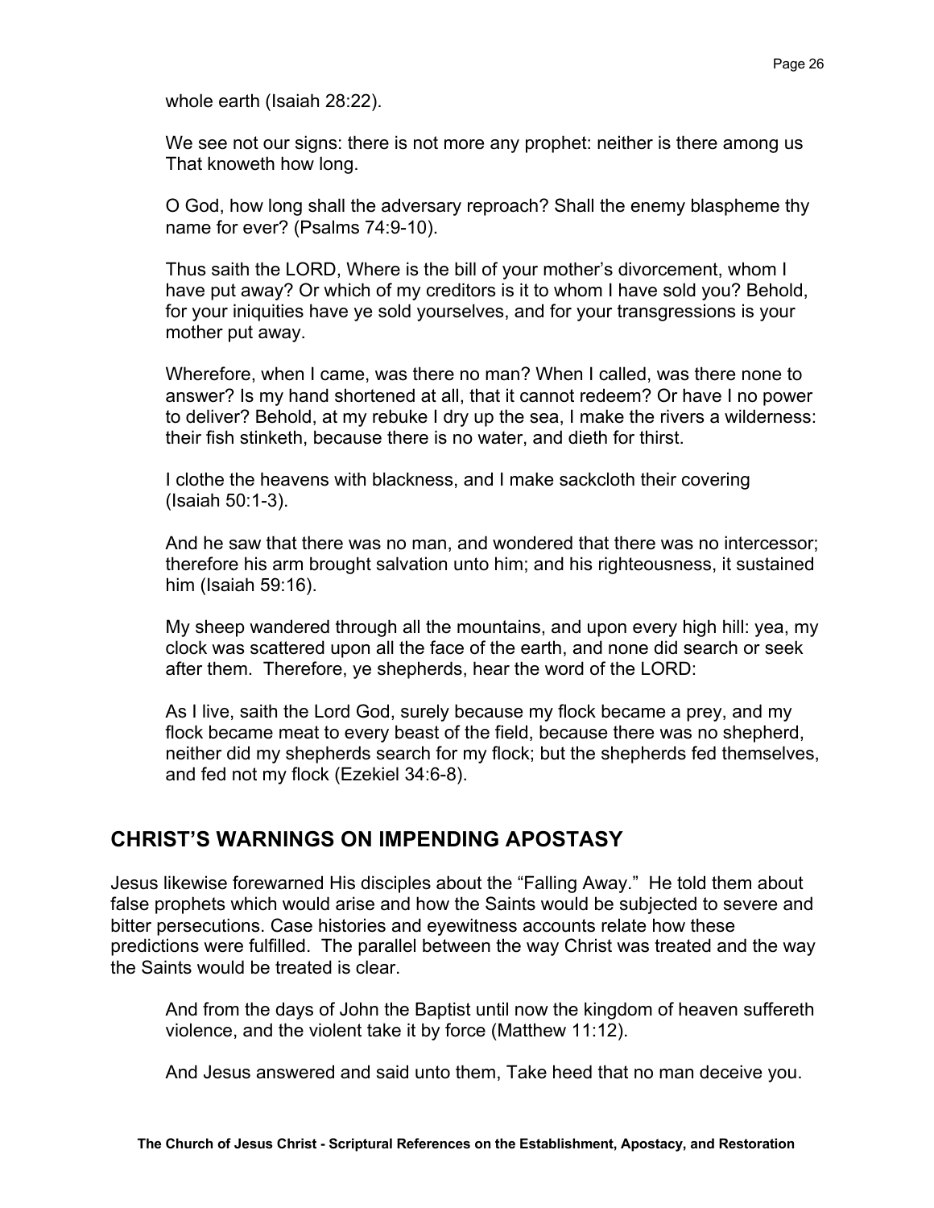whole earth (Isaiah 28:22).

We see not our signs: there is not more any prophet: neither is there among us That knoweth how long.

O God, how long shall the adversary reproach? Shall the enemy blaspheme thy name for ever? (Psalms 74:9-10).

Thus saith the LORD, Where is the bill of your mother's divorcement, whom I have put away? Or which of my creditors is it to whom I have sold you? Behold, for your iniquities have ye sold yourselves, and for your transgressions is your mother put away.

Wherefore, when I came, was there no man? When I called, was there none to answer? Is my hand shortened at all, that it cannot redeem? Or have I no power to deliver? Behold, at my rebuke I dry up the sea, I make the rivers a wilderness: their fish stinketh, because there is no water, and dieth for thirst.

I clothe the heavens with blackness, and I make sackcloth their covering (Isaiah 50:1-3).

And he saw that there was no man, and wondered that there was no intercessor; therefore his arm brought salvation unto him; and his righteousness, it sustained him (Isaiah 59:16).

My sheep wandered through all the mountains, and upon every high hill: yea, my clock was scattered upon all the face of the earth, and none did search or seek after them. Therefore, ye shepherds, hear the word of the LORD:

As I live, saith the Lord God, surely because my flock became a prey, and my flock became meat to every beast of the field, because there was no shepherd, neither did my shepherds search for my flock; but the shepherds fed themselves, and fed not my flock (Ezekiel 34:6-8).

## CHRIST'S WARNINGS ON IMPENDING APOSTASY

Jesus likewise forewarned His disciples about the "Falling Away." He told them about false prophets which would arise and how the Saints would be subjected to severe and bitter persecutions. Case histories and eyewitness accounts relate how these predictions were fulfilled. The parallel between the way Christ was treated and the way the Saints would be treated is clear.

And from the days of John the Baptist until now the kingdom of heaven suffereth violence, and the violent take it by force (Matthew 11:12).

And Jesus answered and said unto them, Take heed that no man deceive you.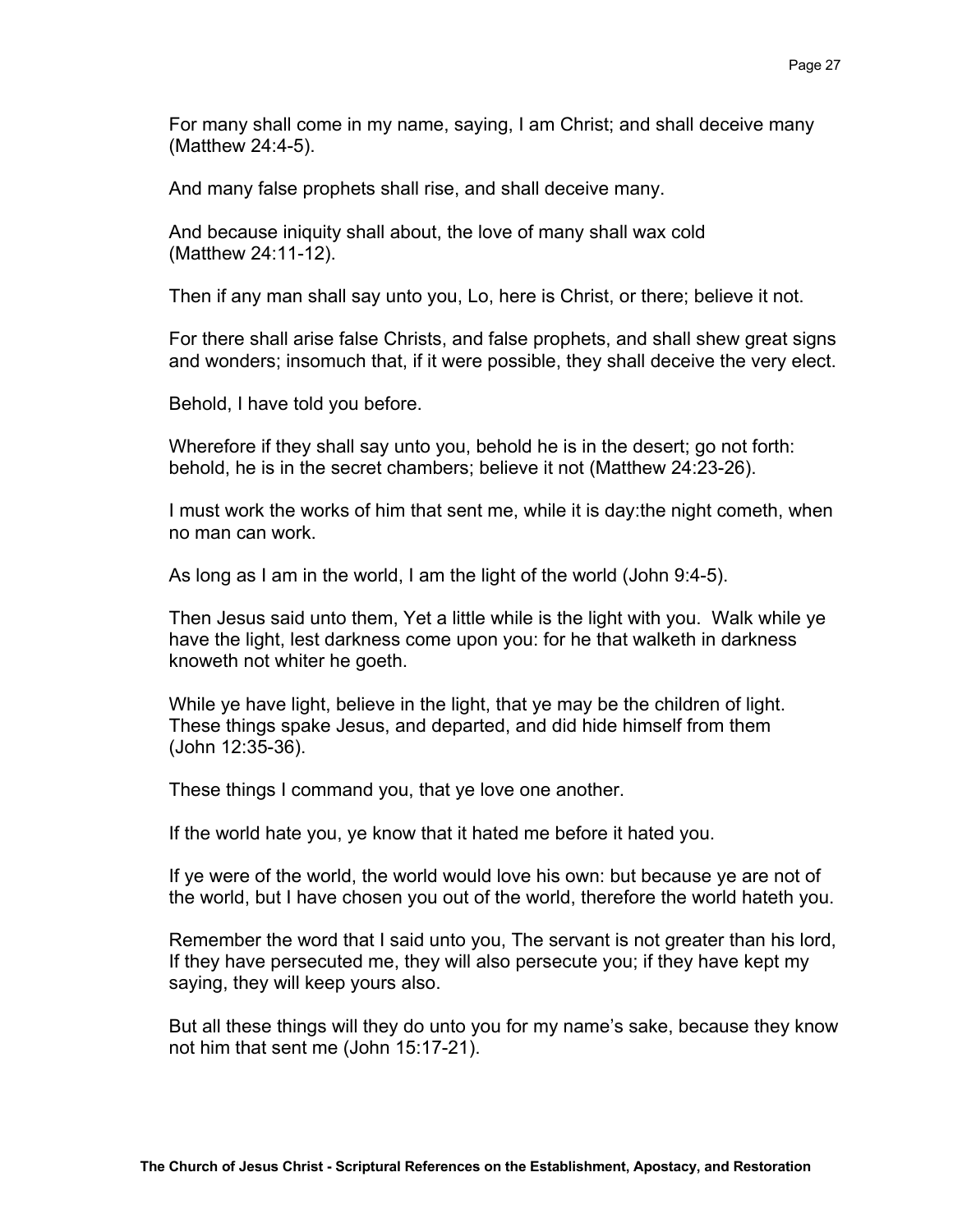For many shall come in my name, saying, I am Christ; and shall deceive many (Matthew 24:4-5).

And many false prophets shall rise, and shall deceive many.

And because iniquity shall about, the love of many shall wax cold (Matthew 24:11-12).

Then if any man shall say unto you, Lo, here is Christ, or there; believe it not.

For there shall arise false Christs, and false prophets, and shall shew great signs and wonders; insomuch that, if it were possible, they shall deceive the very elect.

Behold, I have told you before.

Wherefore if they shall say unto you, behold he is in the desert; go not forth: behold, he is in the secret chambers; believe it not (Matthew 24:23-26).

I must work the works of him that sent me, while it is day:the night cometh, when no man can work.

As long as I am in the world, I am the light of the world (John 9:4-5).

Then Jesus said unto them, Yet a little while is the light with you. Walk while ye have the light, lest darkness come upon you: for he that walketh in darkness knoweth not whiter he goeth.

While ye have light, believe in the light, that ye may be the children of light. These things spake Jesus, and departed, and did hide himself from them (John 12:35-36).

These things I command you, that ye love one another.

If the world hate you, ye know that it hated me before it hated you.

If ye were of the world, the world would love his own: but because ye are not of the world, but I have chosen you out of the world, therefore the world hateth you.

Remember the word that I said unto you, The servant is not greater than his lord, If they have persecuted me, they will also persecute you; if they have kept my saying, they will keep yours also.

But all these things will they do unto you for my name's sake, because they know not him that sent me (John 15:17-21).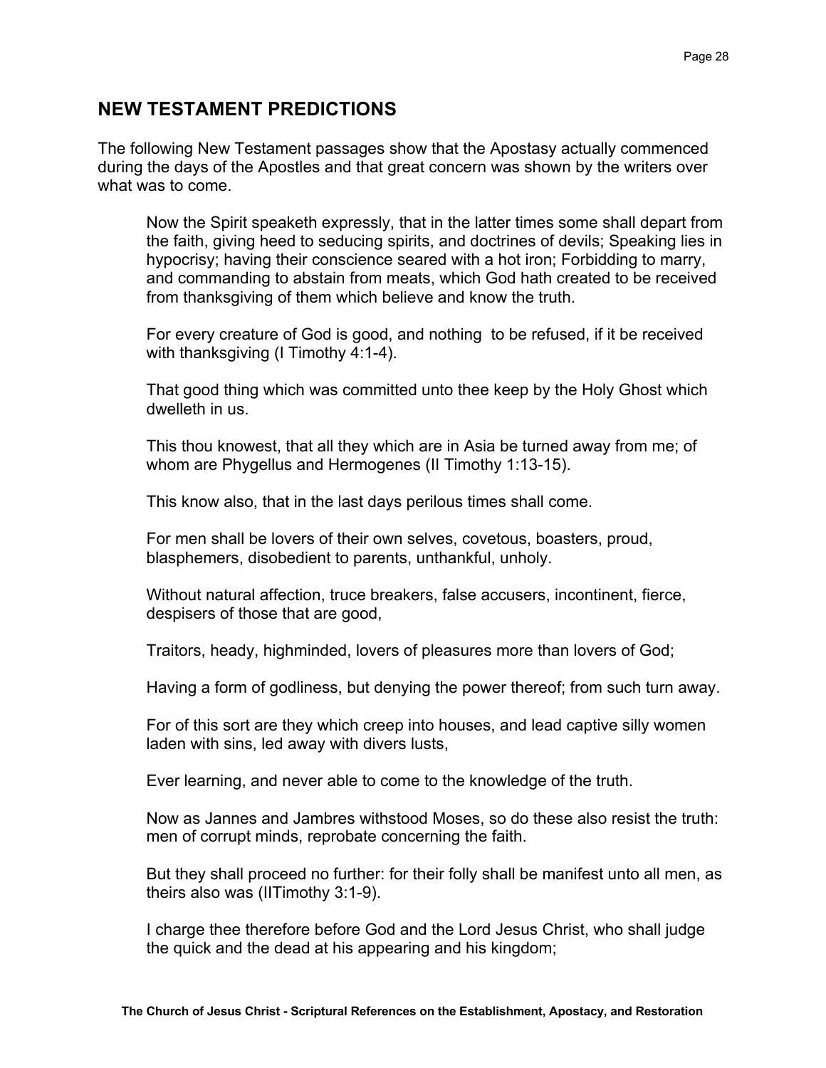## NEW TESTAMENT PREDICTIONS

The following New Testament passages show that the Apostasy actually commenced during the days of the Apostles and that great concern was shown by the writers over what was to come.

> Now the Spirit speaketh expressly, that in the latter times some shall depart from the faith, giving heed to seducing spirits, and doctrines of devils; Speaking lies in hypocrisy; having their conscience seared with a hot iron; Forbidding to marry, and commanding to abstain from meats, which God hath created to be received from thanksgiving of them which believe and know the truth.
>
> For every creature of God is good, and nothing to be refused, if it be received with thanksgiving (I Timothy 4:1-4).
>
> That good thing which was committed unto thee keep by the Holy Ghost which dwelleth in us.
>
> This thou knowest, that all they which are in Asia be turned away from me; of whom are Phygellus and Hermogenes (II Timothy 1:13-15).
>
> This know also, that in the last days perilous times shall come.
>
> For men shall be lovers of their own selves, covetous, boasters, proud, blasphemers, disobedient to parents, unthankful, unholy.
>
> Without natural affection, truce breakers, false accusers, incontinent, fierce, despisers of those that are good,
>
> Traitors, heady, highminded, lovers of pleasures more than lovers of God;
>
> Having a form of godliness, but denying the power thereof; from such turn away.
>
> For of this sort are they which creep into houses, and lead captive silly women laden with sins, led away with divers lusts,
>
> Ever learning, and never able to come to the knowledge of the truth.
>
> Now as Jannes and Jambres withstood Moses, so do these also resist the truth: men of corrupt minds, reprobate concerning the faith.
>
> But they shall proceed no further: for their folly shall be manifest unto all men, as theirs also was (IITimothy 3:1-9).
>
> I charge thee therefore before God and the Lord Jesus Christ, who shall judge the quick and the dead at his appearing and his kingdom;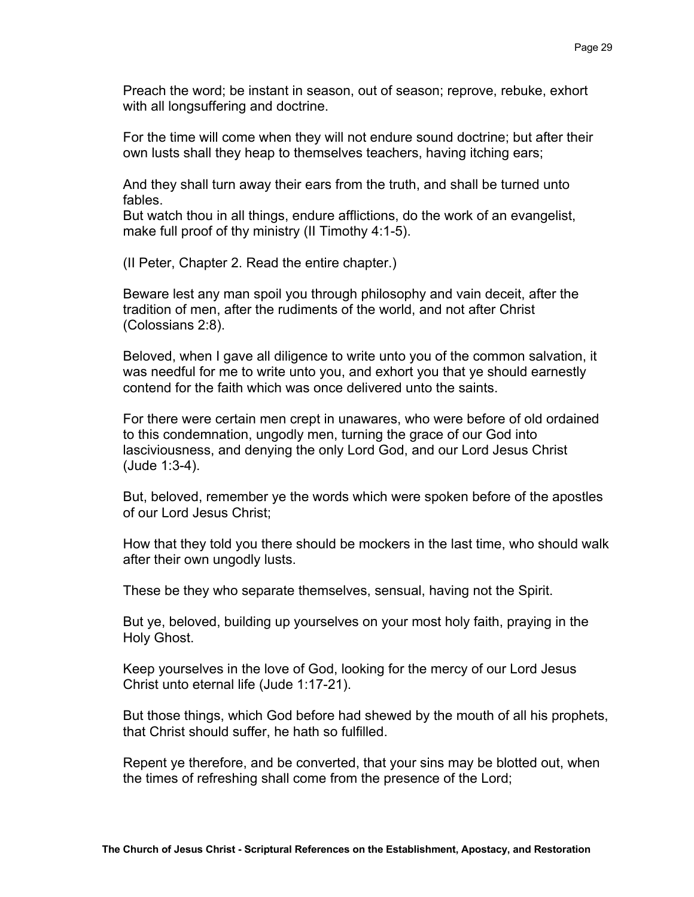Preach the word; be instant in season, out of season; reprove, rebuke, exhort with all longsuffering and doctrine.

For the time will come when they will not endure sound doctrine; but after their own lusts shall they heap to themselves teachers, having itching ears;

And they shall turn away their ears from the truth, and shall be turned unto fables.
But watch thou in all things, endure afflictions, do the work of an evangelist, make full proof of thy ministry (II Timothy 4:1-5).

(II Peter, Chapter 2. Read the entire chapter.)

Beware lest any man spoil you through philosophy and vain deceit, after the tradition of men, after the rudiments of the world, and not after Christ (Colossians 2:8).

Beloved, when I gave all diligence to write unto you of the common salvation, it was needful for me to write unto you, and exhort you that ye should earnestly contend for the faith which was once delivered unto the saints.

For there were certain men crept in unawares, who were before of old ordained to this condemnation, ungodly men, turning the grace of our God into lasciviousness, and denying the only Lord God, and our Lord Jesus Christ (Jude 1:3-4).

But, beloved, remember ye the words which were spoken before of the apostles of our Lord Jesus Christ;

How that they told you there should be mockers in the last time, who should walk after their own ungodly lusts.

These be they who separate themselves, sensual, having not the Spirit.

But ye, beloved, building up yourselves on your most holy faith, praying in the Holy Ghost.

Keep yourselves in the love of God, looking for the mercy of our Lord Jesus Christ unto eternal life (Jude 1:17-21).

But those things, which God before had shewed by the mouth of all his prophets, that Christ should suffer, he hath so fulfilled.

Repent ye therefore, and be converted, that your sins may be blotted out, when the times of refreshing shall come from the presence of the Lord;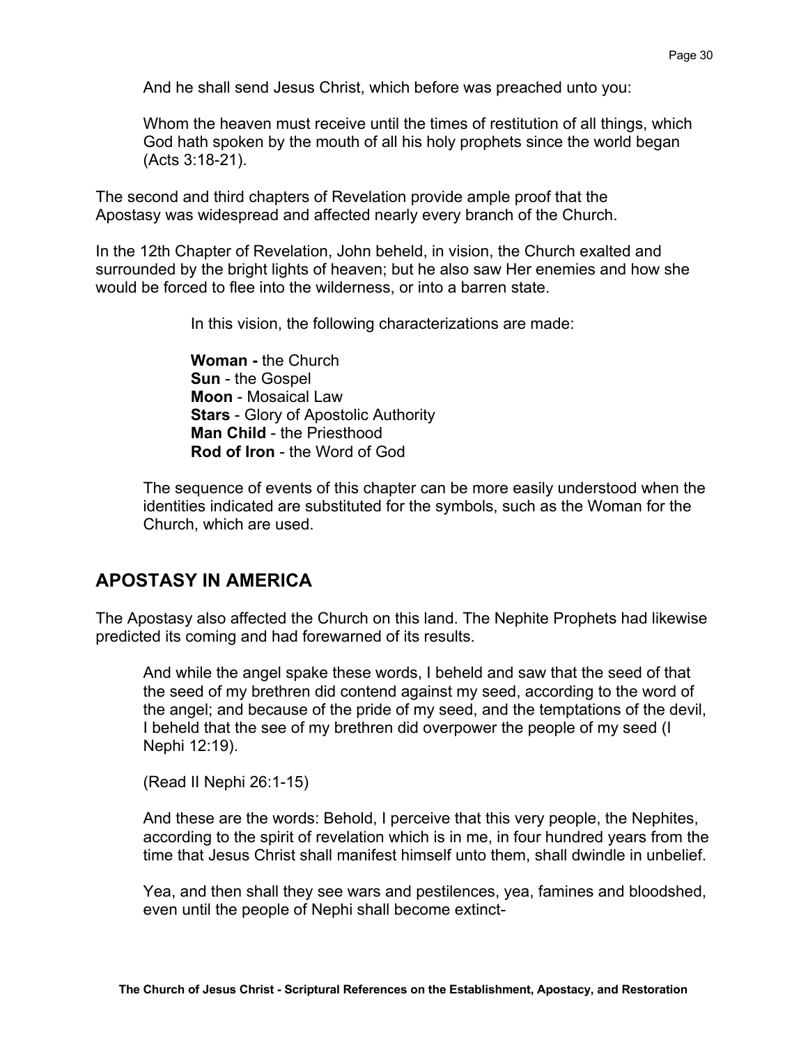> And he shall send Jesus Christ, which before was preached unto you:
>
> Whom the heaven must receive until the times of restitution of all things, which God hath spoken by the mouth of all his holy prophets since the world began (Acts 3:18-21).

The second and third chapters of Revelation provide ample proof that the Apostasy was widespread and affected nearly every branch of the Church.

In the 12th Chapter of Revelation, John beheld, in vision, the Church exalted and surrounded by the bright lights of heaven; but he also saw Her enemies and how she would be forced to flee into the wilderness, or into a barren state.

> In this vision, the following characterizations are made:
>
> **Woman -** the Church
> **Sun** - the Gospel
> **Moon** - Mosaical Law
> **Stars** - Glory of Apostolic Authority
> **Man Child** - the Priesthood
> **Rod of Iron** - the Word of God

> The sequence of events of this chapter can be more easily understood when the identities indicated are substituted for the symbols, such as the Woman for the Church, which are used.

## APOSTASY IN AMERICA

The Apostasy also affected the Church on this land. The Nephite Prophets had likewise predicted its coming and had forewarned of its results.

> And while the angel spake these words, I beheld and saw that the seed of that the seed of my brethren did contend against my seed, according to the word of the angel; and because of the pride of my seed, and the temptations of the devil, I beheld that the see of my brethren did overpower the people of my seed (I Nephi 12:19).
>
> (Read II Nephi 26:1-15)
>
> And these are the words: Behold, I perceive that this very people, the Nephites, according to the spirit of revelation which is in me, in four hundred years from the time that Jesus Christ shall manifest himself unto them, shall dwindle in unbelief.
>
> Yea, and then shall they see wars and pestilences, yea, famines and bloodshed, even until the people of Nephi shall become extinct-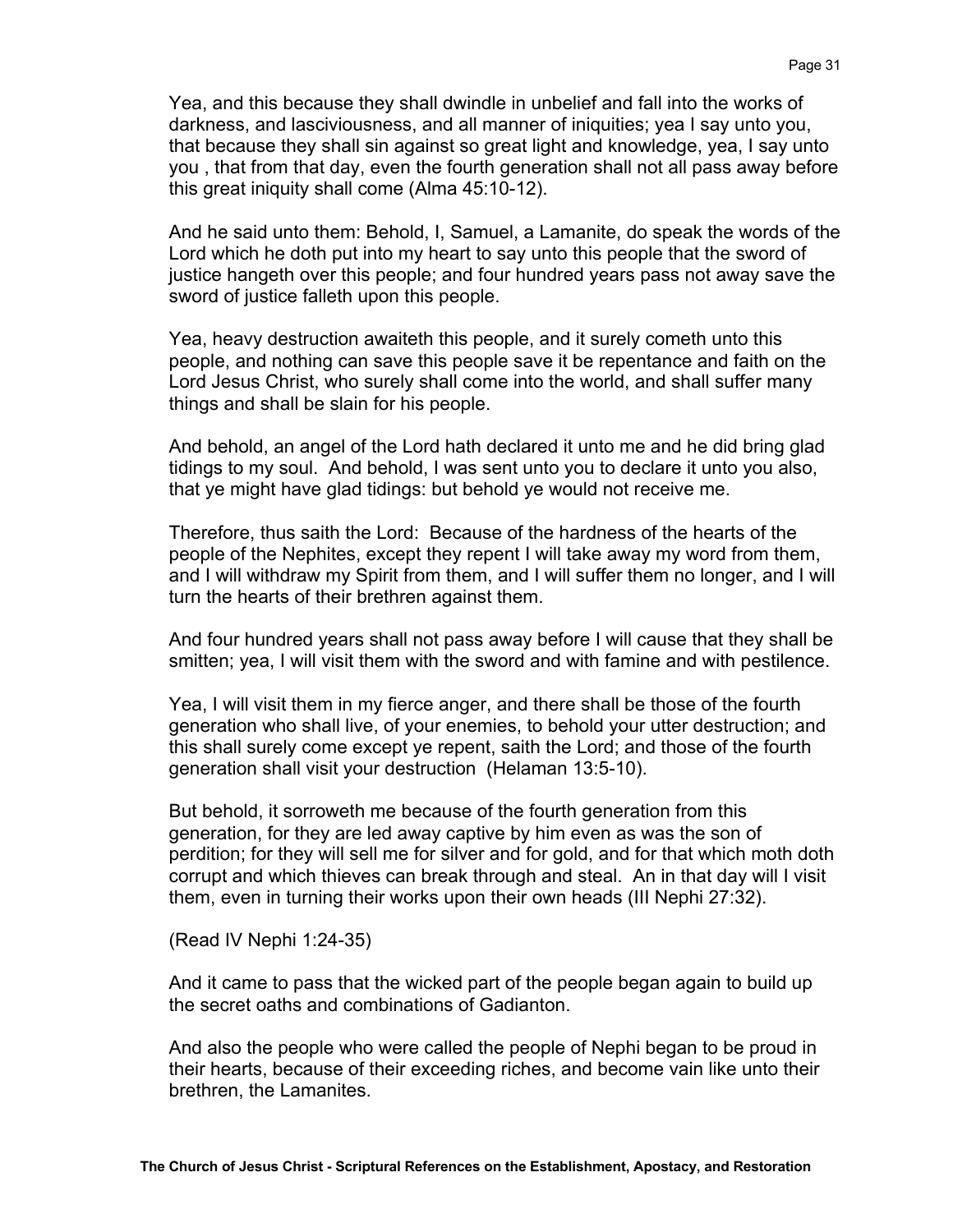Yea, and this because they shall dwindle in unbelief and fall into the works of darkness, and lasciviousness, and all manner of iniquities; yea I say unto you, that because they shall sin against so great light and knowledge, yea, I say unto you , that from that day, even the fourth generation shall not all pass away before this great iniquity shall come (Alma 45:10-12).

And he said unto them: Behold, I, Samuel, a Lamanite, do speak the words of the Lord which he doth put into my heart to say unto this people that the sword of justice hangeth over this people; and four hundred years pass not away save the sword of justice falleth upon this people.

Yea, heavy destruction awaiteth this people, and it surely cometh unto this people, and nothing can save this people save it be repentance and faith on the Lord Jesus Christ, who surely shall come into the world, and shall suffer many things and shall be slain for his people.

And behold, an angel of the Lord hath declared it unto me and he did bring glad tidings to my soul. And behold, I was sent unto you to declare it unto you also, that ye might have glad tidings: but behold ye would not receive me.

Therefore, thus saith the Lord: Because of the hardness of the hearts of the people of the Nephites, except they repent I will take away my word from them, and I will withdraw my Spirit from them, and I will suffer them no longer, and I will turn the hearts of their brethren against them.

And four hundred years shall not pass away before I will cause that they shall be smitten; yea, I will visit them with the sword and with famine and with pestilence.

Yea, I will visit them in my fierce anger, and there shall be those of the fourth generation who shall live, of your enemies, to behold your utter destruction; and this shall surely come except ye repent, saith the Lord; and those of the fourth generation shall visit your destruction (Helaman 13:5-10).

But behold, it sorroweth me because of the fourth generation from this generation, for they are led away captive by him even as was the son of perdition; for they will sell me for silver and for gold, and for that which moth doth corrupt and which thieves can break through and steal. An in that day will I visit them, even in turning their works upon their own heads (III Nephi 27:32).

(Read IV Nephi 1:24-35)

And it came to pass that the wicked part of the people began again to build up the secret oaths and combinations of Gadianton.

And also the people who were called the people of Nephi began to be proud in their hearts, because of their exceeding riches, and become vain like unto their brethren, the Lamanites.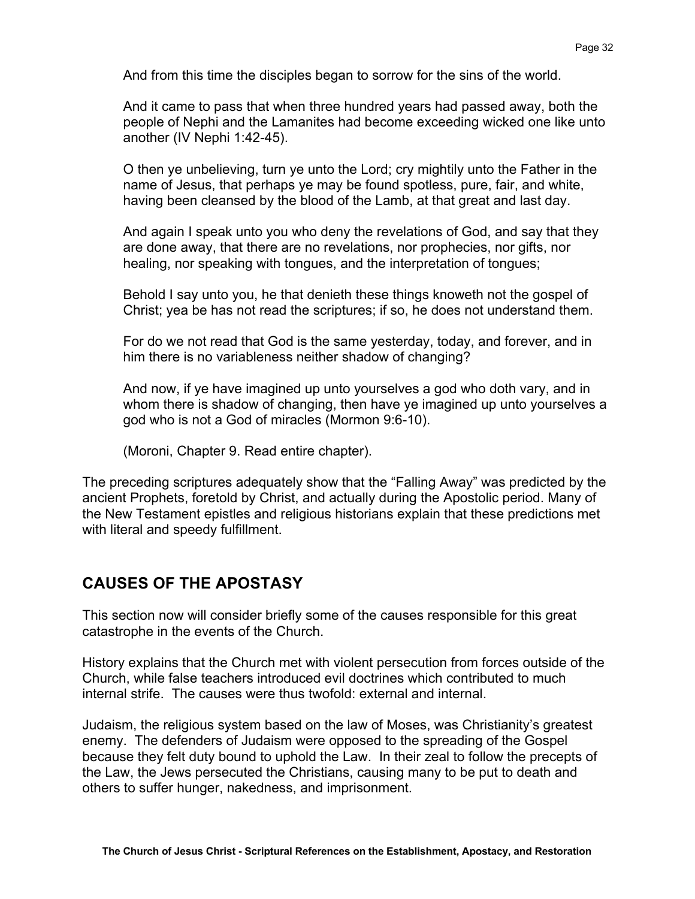> And from this time the disciples began to sorrow for the sins of the world.
>
> And it came to pass that when three hundred years had passed away, both the people of Nephi and the Lamanites had become exceeding wicked one like unto another (IV Nephi 1:42-45).
>
> O then ye unbelieving, turn ye unto the Lord; cry mightily unto the Father in the name of Jesus, that perhaps ye may be found spotless, pure, fair, and white, having been cleansed by the blood of the Lamb, at that great and last day.
>
> And again I speak unto you who deny the revelations of God, and say that they are done away, that there are no revelations, nor prophecies, nor gifts, nor healing, nor speaking with tongues, and the interpretation of tongues;
>
> Behold I say unto you, he that denieth these things knoweth not the gospel of Christ; yea be has not read the scriptures; if so, he does not understand them.
>
> For do we not read that God is the same yesterday, today, and forever, and in him there is no variableness neither shadow of changing?
>
> And now, if ye have imagined up unto yourselves a god who doth vary, and in whom there is shadow of changing, then have ye imagined up unto yourselves a god who is not a God of miracles (Mormon 9:6-10).
>
> (Moroni, Chapter 9. Read entire chapter).

The preceding scriptures adequately show that the "Falling Away" was predicted by the ancient Prophets, foretold by Christ, and actually during the Apostolic period. Many of the New Testament epistles and religious historians explain that these predictions met with literal and speedy fulfillment.

## CAUSES OF THE APOSTASY

This section now will consider briefly some of the causes responsible for this great catastrophe in the events of the Church.

History explains that the Church met with violent persecution from forces outside of the Church, while false teachers introduced evil doctrines which contributed to much internal strife. The causes were thus twofold: external and internal.

Judaism, the religious system based on the law of Moses, was Christianity's greatest enemy. The defenders of Judaism were opposed to the spreading of the Gospel because they felt duty bound to uphold the Law. In their zeal to follow the precepts of the Law, the Jews persecuted the Christians, causing many to be put to death and others to suffer hunger, nakedness, and imprisonment.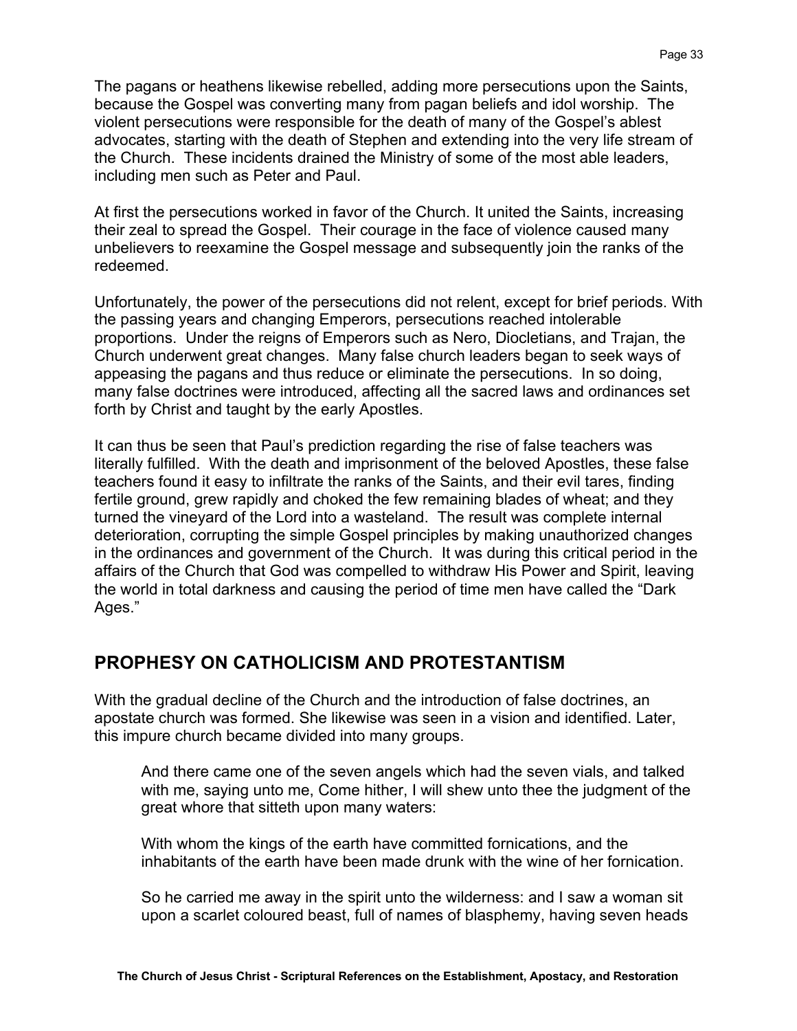The pagans or heathens likewise rebelled, adding more persecutions upon the Saints, because the Gospel was converting many from pagan beliefs and idol worship. The violent persecutions were responsible for the death of many of the Gospel's ablest advocates, starting with the death of Stephen and extending into the very life stream of the Church. These incidents drained the Ministry of some of the most able leaders, including men such as Peter and Paul.

At first the persecutions worked in favor of the Church. It united the Saints, increasing their zeal to spread the Gospel. Their courage in the face of violence caused many unbelievers to reexamine the Gospel message and subsequently join the ranks of the redeemed.

Unfortunately, the power of the persecutions did not relent, except for brief periods. With the passing years and changing Emperors, persecutions reached intolerable proportions. Under the reigns of Emperors such as Nero, Diocletians, and Trajan, the Church underwent great changes. Many false church leaders began to seek ways of appeasing the pagans and thus reduce or eliminate the persecutions. In so doing, many false doctrines were introduced, affecting all the sacred laws and ordinances set forth by Christ and taught by the early Apostles.

It can thus be seen that Paul's prediction regarding the rise of false teachers was literally fulfilled. With the death and imprisonment of the beloved Apostles, these false teachers found it easy to infiltrate the ranks of the Saints, and their evil tares, finding fertile ground, grew rapidly and choked the few remaining blades of wheat; and they turned the vineyard of the Lord into a wasteland. The result was complete internal deterioration, corrupting the simple Gospel principles by making unauthorized changes in the ordinances and government of the Church. It was during this critical period in the affairs of the Church that God was compelled to withdraw His Power and Spirit, leaving the world in total darkness and causing the period of time men have called the "Dark Ages."

## PROPHESY ON CATHOLICISM AND PROTESTANTISM

With the gradual decline of the Church and the introduction of false doctrines, an apostate church was formed. She likewise was seen in a vision and identified. Later, this impure church became divided into many groups.

> And there came one of the seven angels which had the seven vials, and talked with me, saying unto me, Come hither, I will shew unto thee the judgment of the great whore that sitteth upon many waters:
>
> With whom the kings of the earth have committed fornications, and the inhabitants of the earth have been made drunk with the wine of her fornication.
>
> So he carried me away in the spirit unto the wilderness: and I saw a woman sit upon a scarlet coloured beast, full of names of blasphemy, having seven heads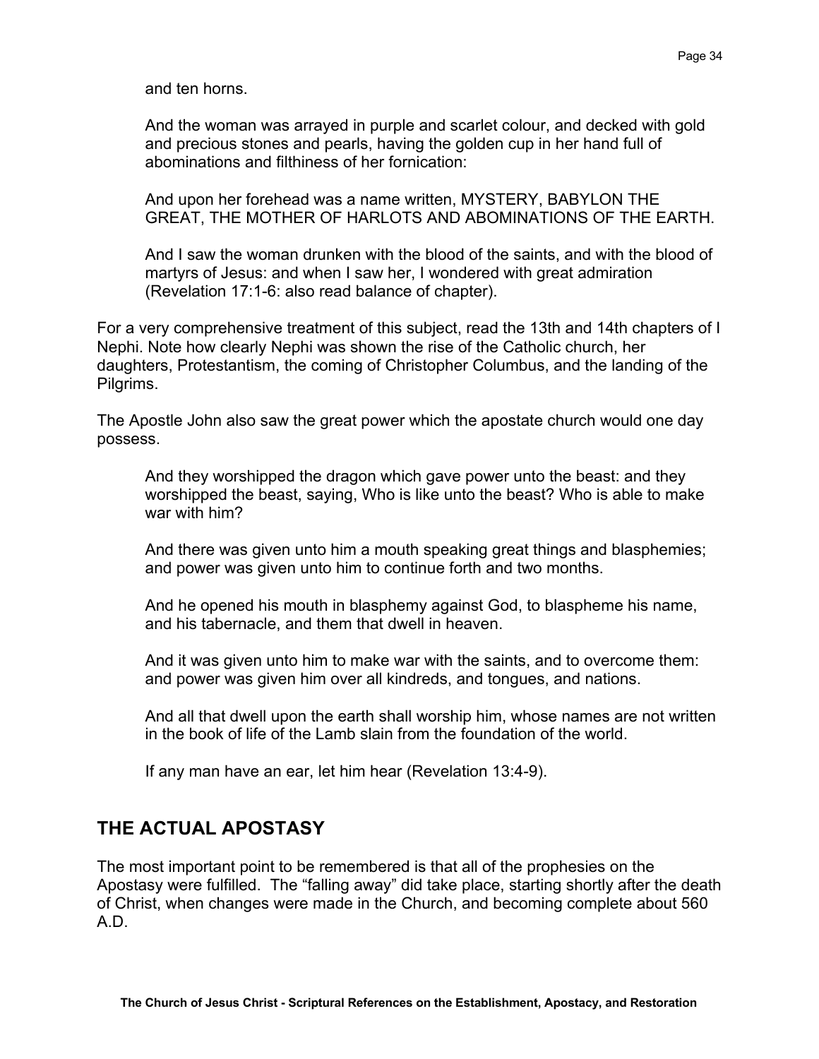> and ten horns.
>
> And the woman was arrayed in purple and scarlet colour, and decked with gold and precious stones and pearls, having the golden cup in her hand full of abominations and filthiness of her fornication:
>
> And upon her forehead was a name written, MYSTERY, BABYLON THE GREAT, THE MOTHER OF HARLOTS AND ABOMINATIONS OF THE EARTH.
>
> And I saw the woman drunken with the blood of the saints, and with the blood of martyrs of Jesus: and when I saw her, I wondered with great admiration (Revelation 17:1-6: also read balance of chapter).

For a very comprehensive treatment of this subject, read the 13th and 14th chapters of I Nephi. Note how clearly Nephi was shown the rise of the Catholic church, her daughters, Protestantism, the coming of Christopher Columbus, and the landing of the Pilgrims.

The Apostle John also saw the great power which the apostate church would one day possess.

> And they worshipped the dragon which gave power unto the beast: and they worshipped the beast, saying, Who is like unto the beast? Who is able to make war with him?
>
> And there was given unto him a mouth speaking great things and blasphemies; and power was given unto him to continue forth and two months.
>
> And he opened his mouth in blasphemy against God, to blaspheme his name, and his tabernacle, and them that dwell in heaven.
>
> And it was given unto him to make war with the saints, and to overcome them: and power was given him over all kindreds, and tongues, and nations.
>
> And all that dwell upon the earth shall worship him, whose names are not written in the book of life of the Lamb slain from the foundation of the world.
>
> If any man have an ear, let him hear (Revelation 13:4-9).

## THE ACTUAL APOSTASY

The most important point to be remembered is that all of the prophesies on the Apostasy were fulfilled. The "falling away" did take place, starting shortly after the death of Christ, when changes were made in the Church, and becoming complete about 560 A.D.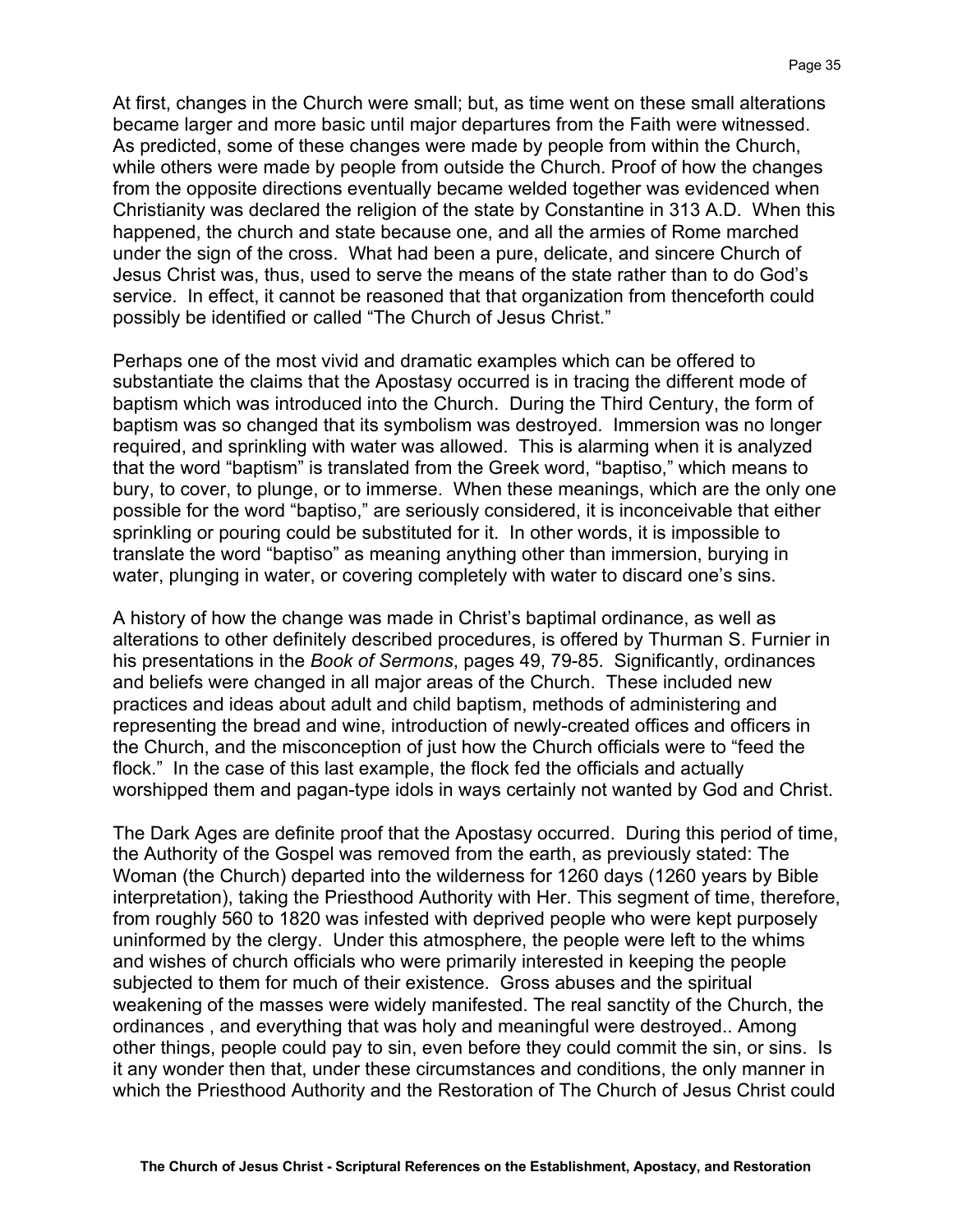At first, changes in the Church were small; but, as time went on these small alterations became larger and more basic until major departures from the Faith were witnessed. As predicted, some of these changes were made by people from within the Church, while others were made by people from outside the Church. Proof of how the changes from the opposite directions eventually became welded together was evidenced when Christianity was declared the religion of the state by Constantine in 313 A.D. When this happened, the church and state because one, and all the armies of Rome marched under the sign of the cross. What had been a pure, delicate, and sincere Church of Jesus Christ was, thus, used to serve the means of the state rather than to do God's service. In effect, it cannot be reasoned that that organization from thenceforth could possibly be identified or called "The Church of Jesus Christ."

Perhaps one of the most vivid and dramatic examples which can be offered to substantiate the claims that the Apostasy occurred is in tracing the different mode of baptism which was introduced into the Church. During the Third Century, the form of baptism was so changed that its symbolism was destroyed. Immersion was no longer required, and sprinkling with water was allowed. This is alarming when it is analyzed that the word "baptism" is translated from the Greek word, "baptiso," which means to bury, to cover, to plunge, or to immerse. When these meanings, which are the only one possible for the word "baptiso," are seriously considered, it is inconceivable that either sprinkling or pouring could be substituted for it. In other words, it is impossible to translate the word "baptiso" as meaning anything other than immersion, burying in water, plunging in water, or covering completely with water to discard one's sins.

A history of how the change was made in Christ's baptimal ordinance, as well as alterations to other definitely described procedures, is offered by Thurman S. Furnier in his presentations in the *Book of Sermons*, pages 49, 79-85. Significantly, ordinances and beliefs were changed in all major areas of the Church. These included new practices and ideas about adult and child baptism, methods of administering and representing the bread and wine, introduction of newly-created offices and officers in the Church, and the misconception of just how the Church officials were to "feed the flock." In the case of this last example, the flock fed the officials and actually worshipped them and pagan-type idols in ways certainly not wanted by God and Christ.

The Dark Ages are definite proof that the Apostasy occurred. During this period of time, the Authority of the Gospel was removed from the earth, as previously stated: The Woman (the Church) departed into the wilderness for 1260 days (1260 years by Bible interpretation), taking the Priesthood Authority with Her. This segment of time, therefore, from roughly 560 to 1820 was infested with deprived people who were kept purposely uninformed by the clergy. Under this atmosphere, the people were left to the whims and wishes of church officials who were primarily interested in keeping the people subjected to them for much of their existence. Gross abuses and the spiritual weakening of the masses were widely manifested. The real sanctity of the Church, the ordinances , and everything that was holy and meaningful were destroyed.. Among other things, people could pay to sin, even before they could commit the sin, or sins. Is it any wonder then that, under these circumstances and conditions, the only manner in which the Priesthood Authority and the Restoration of The Church of Jesus Christ could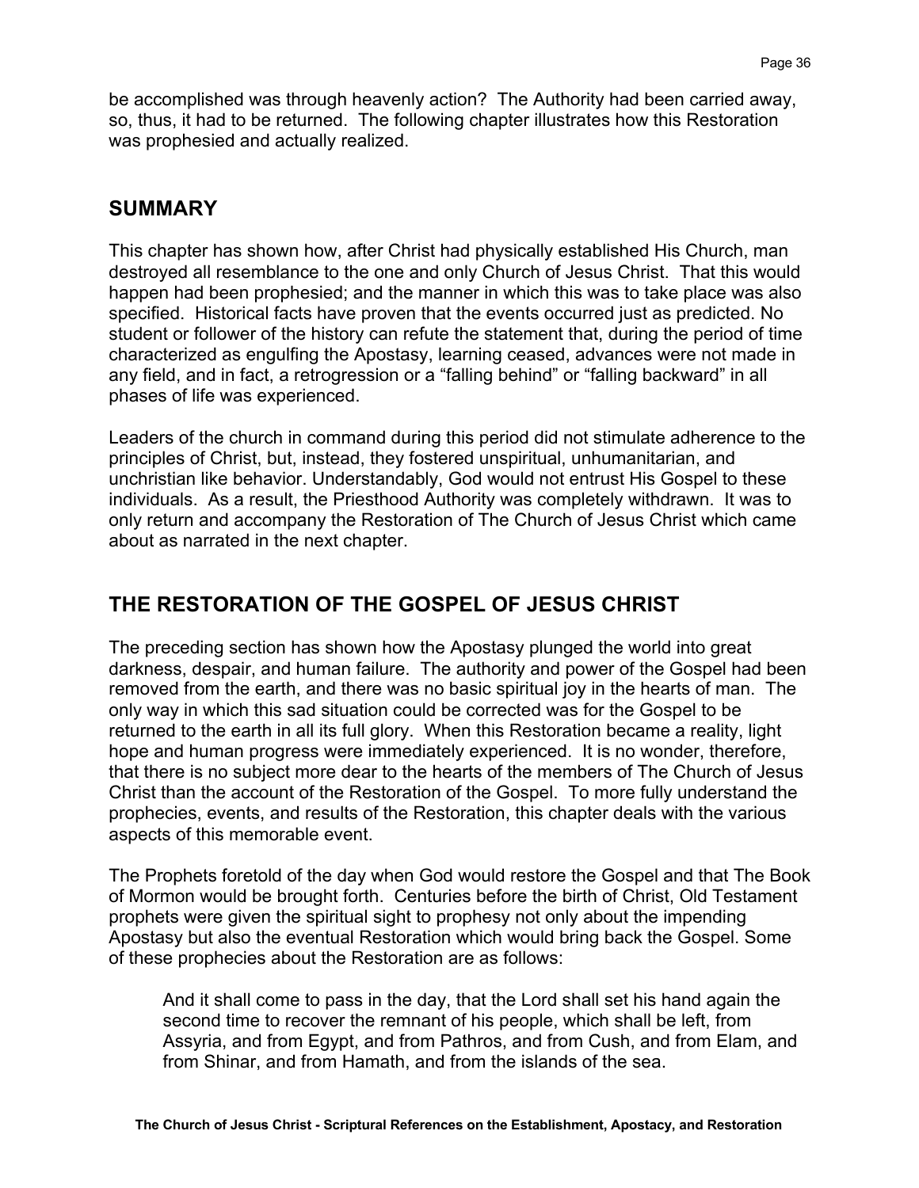be accomplished was through heavenly action? The Authority had been carried away, so, thus, it had to be returned. The following chapter illustrates how this Restoration was prophesied and actually realized.

## SUMMARY

This chapter has shown how, after Christ had physically established His Church, man destroyed all resemblance to the one and only Church of Jesus Christ. That this would happen had been prophesied; and the manner in which this was to take place was also specified. Historical facts have proven that the events occurred just as predicted. No student or follower of the history can refute the statement that, during the period of time characterized as engulfing the Apostasy, learning ceased, advances were not made in any field, and in fact, a retrogression or a "falling behind" or "falling backward" in all phases of life was experienced.

Leaders of the church in command during this period did not stimulate adherence to the principles of Christ, but, instead, they fostered unspiritual, unhumanitarian, and unchristian like behavior. Understandably, God would not entrust His Gospel to these individuals. As a result, the Priesthood Authority was completely withdrawn. It was to only return and accompany the Restoration of The Church of Jesus Christ which came about as narrated in the next chapter.

## THE RESTORATION OF THE GOSPEL OF JESUS CHRIST

The preceding section has shown how the Apostasy plunged the world into great darkness, despair, and human failure. The authority and power of the Gospel had been removed from the earth, and there was no basic spiritual joy in the hearts of man. The only way in which this sad situation could be corrected was for the Gospel to be returned to the earth in all its full glory. When this Restoration became a reality, light hope and human progress were immediately experienced. It is no wonder, therefore, that there is no subject more dear to the hearts of the members of The Church of Jesus Christ than the account of the Restoration of the Gospel. To more fully understand the prophecies, events, and results of the Restoration, this chapter deals with the various aspects of this memorable event.

The Prophets foretold of the day when God would restore the Gospel and that The Book of Mormon would be brought forth. Centuries before the birth of Christ, Old Testament prophets were given the spiritual sight to prophesy not only about the impending Apostasy but also the eventual Restoration which would bring back the Gospel. Some of these prophecies about the Restoration are as follows:

> And it shall come to pass in the day, that the Lord shall set his hand again the second time to recover the remnant of his people, which shall be left, from Assyria, and from Egypt, and from Pathros, and from Cush, and from Elam, and from Shinar, and from Hamath, and from the islands of the sea.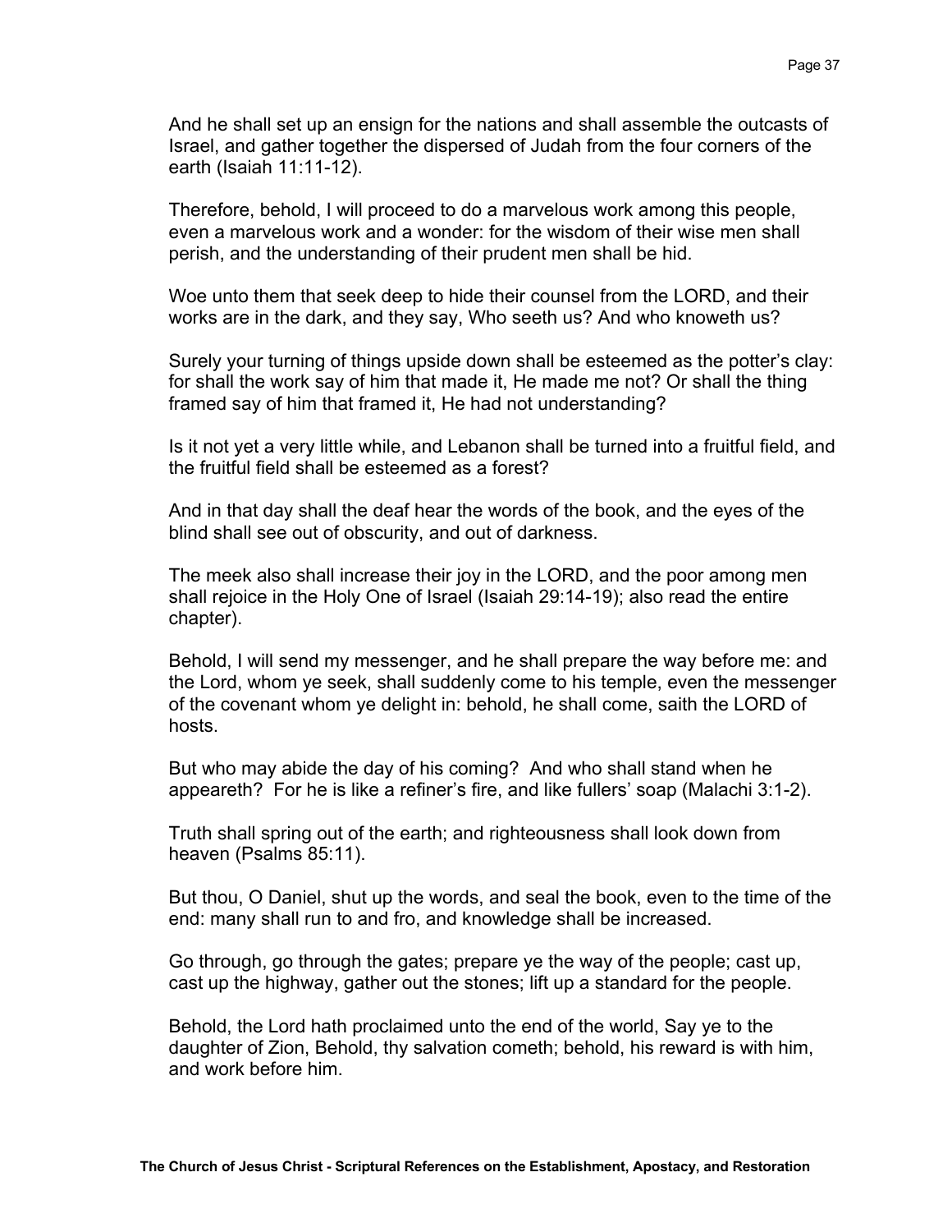And he shall set up an ensign for the nations and shall assemble the outcasts of Israel, and gather together the dispersed of Judah from the four corners of the earth (Isaiah 11:11-12).

Therefore, behold, I will proceed to do a marvelous work among this people, even a marvelous work and a wonder: for the wisdom of their wise men shall perish, and the understanding of their prudent men shall be hid.

Woe unto them that seek deep to hide their counsel from the LORD, and their works are in the dark, and they say, Who seeth us? And who knoweth us?

Surely your turning of things upside down shall be esteemed as the potter's clay: for shall the work say of him that made it, He made me not? Or shall the thing framed say of him that framed it, He had not understanding?

Is it not yet a very little while, and Lebanon shall be turned into a fruitful field, and the fruitful field shall be esteemed as a forest?

And in that day shall the deaf hear the words of the book, and the eyes of the blind shall see out of obscurity, and out of darkness.

The meek also shall increase their joy in the LORD, and the poor among men shall rejoice in the Holy One of Israel (Isaiah 29:14-19); also read the entire chapter).

Behold, I will send my messenger, and he shall prepare the way before me: and the Lord, whom ye seek, shall suddenly come to his temple, even the messenger of the covenant whom ye delight in: behold, he shall come, saith the LORD of hosts.

But who may abide the day of his coming? And who shall stand when he appeareth? For he is like a refiner's fire, and like fullers' soap (Malachi 3:1-2).

Truth shall spring out of the earth; and righteousness shall look down from heaven (Psalms 85:11).

But thou, O Daniel, shut up the words, and seal the book, even to the time of the end: many shall run to and fro, and knowledge shall be increased.

Go through, go through the gates; prepare ye the way of the people; cast up, cast up the highway, gather out the stones; lift up a standard for the people.

Behold, the Lord hath proclaimed unto the end of the world, Say ye to the daughter of Zion, Behold, thy salvation cometh; behold, his reward is with him, and work before him.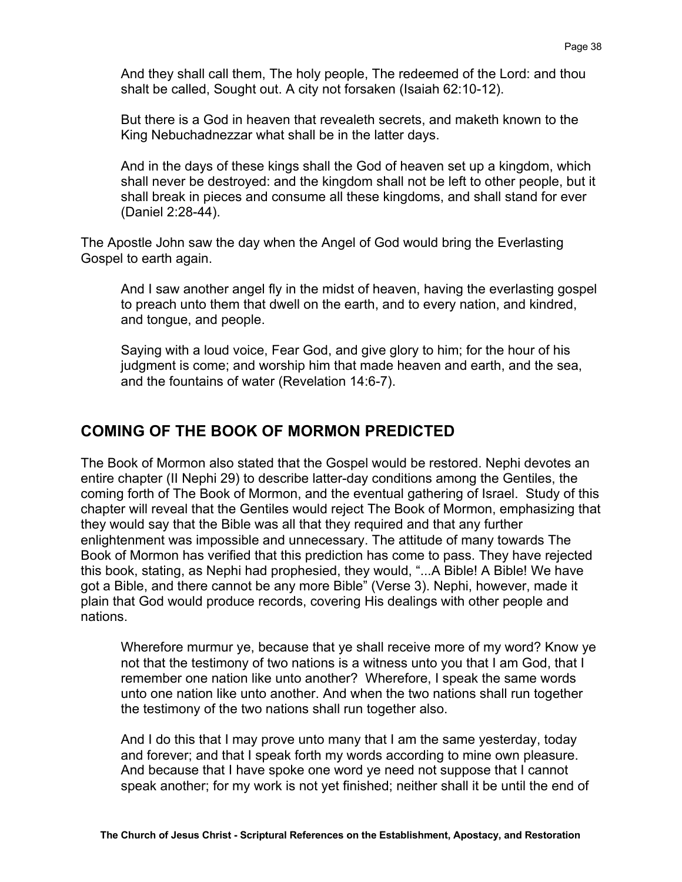> And they shall call them, The holy people, The redeemed of the Lord: and thou shalt be called, Sought out. A city not forsaken (Isaiah 62:10-12).
>
> But there is a God in heaven that revealeth secrets, and maketh known to the King Nebuchadnezzar what shall be in the latter days.
>
> And in the days of these kings shall the God of heaven set up a kingdom, which shall never be destroyed: and the kingdom shall not be left to other people, but it shall break in pieces and consume all these kingdoms, and shall stand for ever (Daniel 2:28-44).

The Apostle John saw the day when the Angel of God would bring the Everlasting Gospel to earth again.

> And I saw another angel fly in the midst of heaven, having the everlasting gospel to preach unto them that dwell on the earth, and to every nation, and kindred, and tongue, and people.
>
> Saying with a loud voice, Fear God, and give glory to him; for the hour of his judgment is come; and worship him that made heaven and earth, and the sea, and the fountains of water (Revelation 14:6-7).

## COMING OF THE BOOK OF MORMON PREDICTED

The Book of Mormon also stated that the Gospel would be restored. Nephi devotes an entire chapter (II Nephi 29) to describe latter-day conditions among the Gentiles, the coming forth of The Book of Mormon, and the eventual gathering of Israel. Study of this chapter will reveal that the Gentiles would reject The Book of Mormon, emphasizing that they would say that the Bible was all that they required and that any further enlightenment was impossible and unnecessary. The attitude of many towards The Book of Mormon has verified that this prediction has come to pass. They have rejected this book, stating, as Nephi had prophesied, they would, "...A Bible! A Bible! We have got a Bible, and there cannot be any more Bible" (Verse 3). Nephi, however, made it plain that God would produce records, covering His dealings with other people and nations.

> Wherefore murmur ye, because that ye shall receive more of my word? Know ye not that the testimony of two nations is a witness unto you that I am God, that I remember one nation like unto another? Wherefore, I speak the same words unto one nation like unto another. And when the two nations shall run together the testimony of the two nations shall run together also.
>
> And I do this that I may prove unto many that I am the same yesterday, today and forever; and that I speak forth my words according to mine own pleasure. And because that I have spoke one word ye need not suppose that I cannot speak another; for my work is not yet finished; neither shall it be until the end of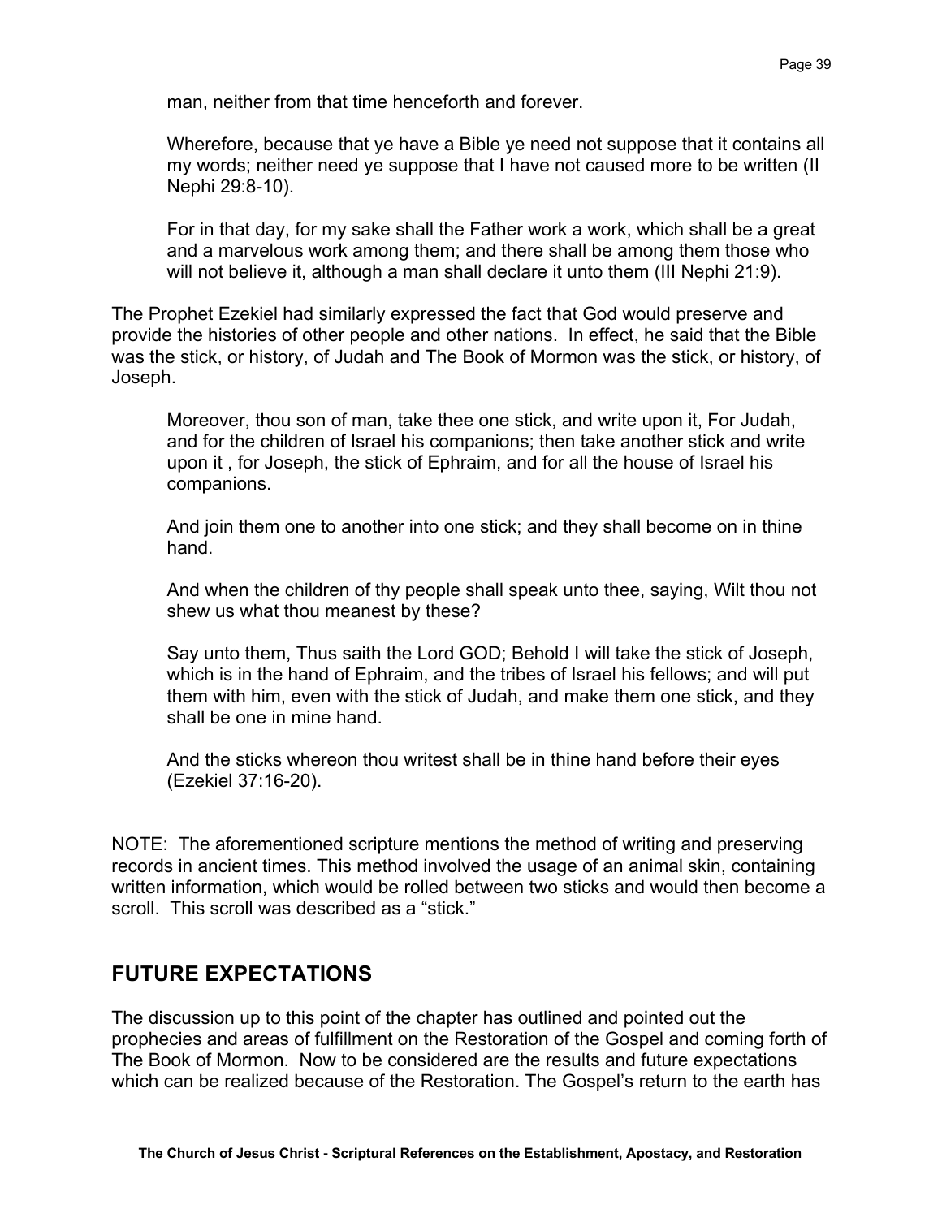man, neither from that time henceforth and forever.

> Wherefore, because that ye have a Bible ye need not suppose that it contains all my words; neither need ye suppose that I have not caused more to be written (II Nephi 29:8-10).
>
> For in that day, for my sake shall the Father work a work, which shall be a great and a marvelous work among them; and there shall be among them those who will not believe it, although a man shall declare it unto them (III Nephi 21:9).

The Prophet Ezekiel had similarly expressed the fact that God would preserve and provide the histories of other people and other nations. In effect, he said that the Bible was the stick, or history, of Judah and The Book of Mormon was the stick, or history, of Joseph.

> Moreover, thou son of man, take thee one stick, and write upon it, For Judah, and for the children of Israel his companions; then take another stick and write upon it , for Joseph, the stick of Ephraim, and for all the house of Israel his companions.
>
> And join them one to another into one stick; and they shall become on in thine hand.
>
> And when the children of thy people shall speak unto thee, saying, Wilt thou not shew us what thou meanest by these?
>
> Say unto them, Thus saith the Lord GOD; Behold I will take the stick of Joseph, which is in the hand of Ephraim, and the tribes of Israel his fellows; and will put them with him, even with the stick of Judah, and make them one stick, and they shall be one in mine hand.
>
> And the sticks whereon thou writest shall be in thine hand before their eyes (Ezekiel 37:16-20).

NOTE: The aforementioned scripture mentions the method of writing and preserving records in ancient times. This method involved the usage of an animal skin, containing written information, which would be rolled between two sticks and would then become a scroll. This scroll was described as a "stick."

## FUTURE EXPECTATIONS

The discussion up to this point of the chapter has outlined and pointed out the prophecies and areas of fulfillment on the Restoration of the Gospel and coming forth of The Book of Mormon. Now to be considered are the results and future expectations which can be realized because of the Restoration. The Gospel's return to the earth has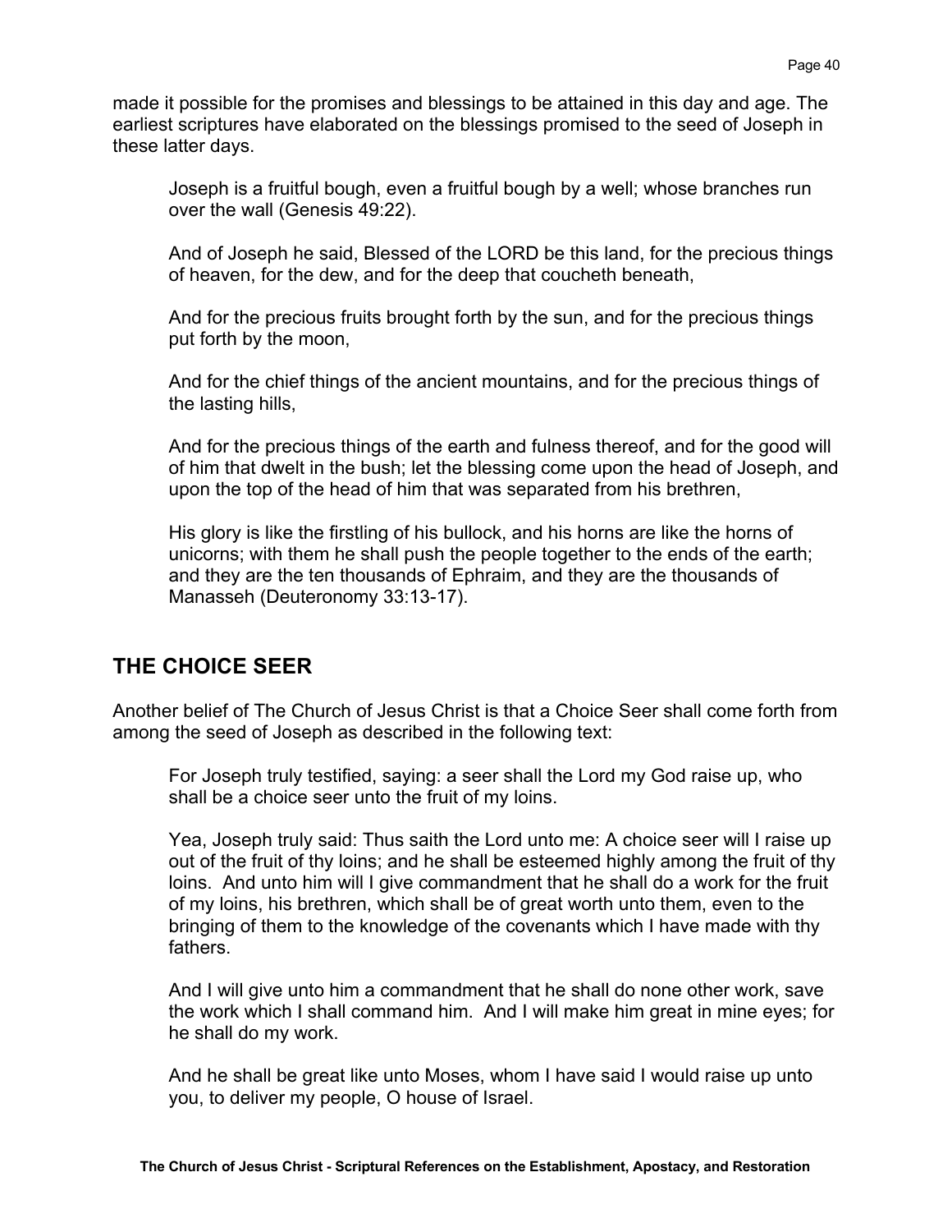made it possible for the promises and blessings to be attained in this day and age. The earliest scriptures have elaborated on the blessings promised to the seed of Joseph in these latter days.

> Joseph is a fruitful bough, even a fruitful bough by a well; whose branches run over the wall (Genesis 49:22).
>
> And of Joseph he said, Blessed of the LORD be this land, for the precious things of heaven, for the dew, and for the deep that coucheth beneath,
>
> And for the precious fruits brought forth by the sun, and for the precious things put forth by the moon,
>
> And for the chief things of the ancient mountains, and for the precious things of the lasting hills,
>
> And for the precious things of the earth and fulness thereof, and for the good will of him that dwelt in the bush; let the blessing come upon the head of Joseph, and upon the top of the head of him that was separated from his brethren,
>
> His glory is like the firstling of his bullock, and his horns are like the horns of unicorns; with them he shall push the people together to the ends of the earth; and they are the ten thousands of Ephraim, and they are the thousands of Manasseh (Deuteronomy 33:13-17).

## THE CHOICE SEER

Another belief of The Church of Jesus Christ is that a Choice Seer shall come forth from among the seed of Joseph as described in the following text:

> For Joseph truly testified, saying: a seer shall the Lord my God raise up, who shall be a choice seer unto the fruit of my loins.
>
> Yea, Joseph truly said: Thus saith the Lord unto me: A choice seer will I raise up out of the fruit of thy loins; and he shall be esteemed highly among the fruit of thy loins. And unto him will I give commandment that he shall do a work for the fruit of my loins, his brethren, which shall be of great worth unto them, even to the bringing of them to the knowledge of the covenants which I have made with thy fathers.
>
> And I will give unto him a commandment that he shall do none other work, save the work which I shall command him. And I will make him great in mine eyes; for he shall do my work.
>
> And he shall be great like unto Moses, whom I have said I would raise up unto you, to deliver my people, O house of Israel.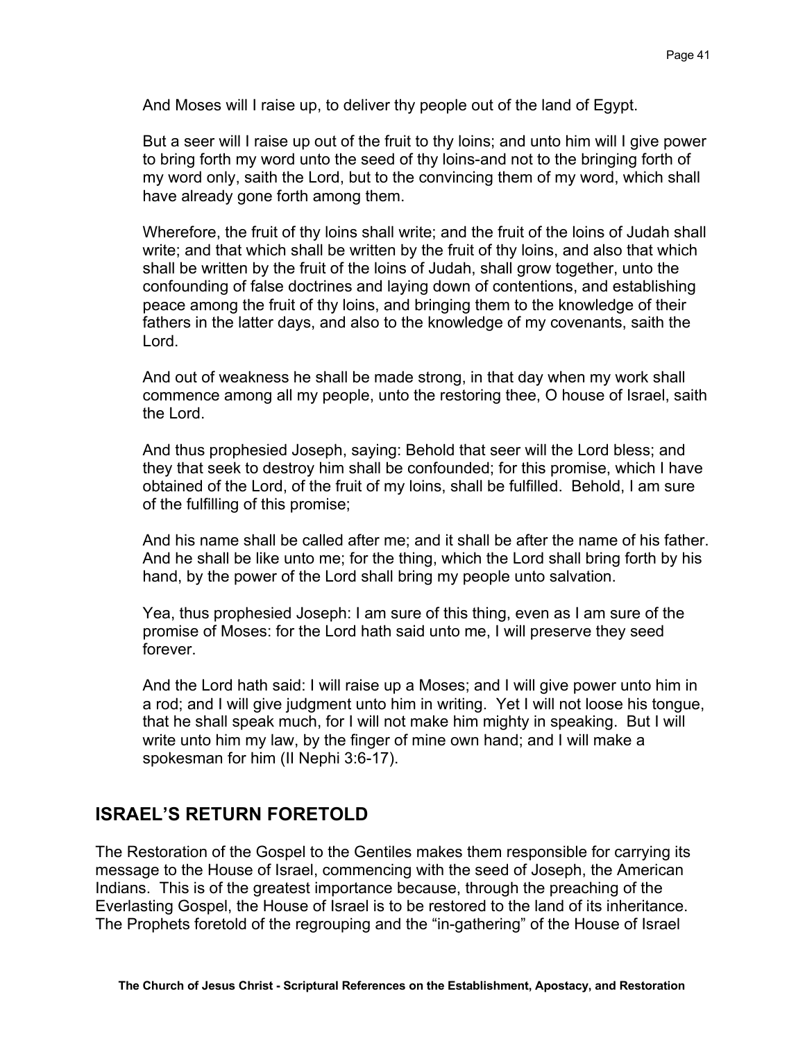And Moses will I raise up, to deliver thy people out of the land of Egypt.

But a seer will I raise up out of the fruit to thy loins; and unto him will I give power to bring forth my word unto the seed of thy loins-and not to the bringing forth of my word only, saith the Lord, but to the convincing them of my word, which shall have already gone forth among them.

Wherefore, the fruit of thy loins shall write; and the fruit of the loins of Judah shall write; and that which shall be written by the fruit of thy loins, and also that which shall be written by the fruit of the loins of Judah, shall grow together, unto the confounding of false doctrines and laying down of contentions, and establishing peace among the fruit of thy loins, and bringing them to the knowledge of their fathers in the latter days, and also to the knowledge of my covenants, saith the Lord.

And out of weakness he shall be made strong, in that day when my work shall commence among all my people, unto the restoring thee, O house of Israel, saith the Lord.

And thus prophesied Joseph, saying: Behold that seer will the Lord bless; and they that seek to destroy him shall be confounded; for this promise, which I have obtained of the Lord, of the fruit of my loins, shall be fulfilled. Behold, I am sure of the fulfilling of this promise;

And his name shall be called after me; and it shall be after the name of his father. And he shall be like unto me; for the thing, which the Lord shall bring forth by his hand, by the power of the Lord shall bring my people unto salvation.

Yea, thus prophesied Joseph: I am sure of this thing, even as I am sure of the promise of Moses: for the Lord hath said unto me, I will preserve they seed forever.

And the Lord hath said: I will raise up a Moses; and I will give power unto him in a rod; and I will give judgment unto him in writing. Yet I will not loose his tongue, that he shall speak much, for I will not make him mighty in speaking. But I will write unto him my law, by the finger of mine own hand; and I will make a spokesman for him (II Nephi 3:6-17).

## ISRAEL'S RETURN FORETOLD

The Restoration of the Gospel to the Gentiles makes them responsible for carrying its message to the House of Israel, commencing with the seed of Joseph, the American Indians. This is of the greatest importance because, through the preaching of the Everlasting Gospel, the House of Israel is to be restored to the land of its inheritance. The Prophets foretold of the regrouping and the "in-gathering" of the House of Israel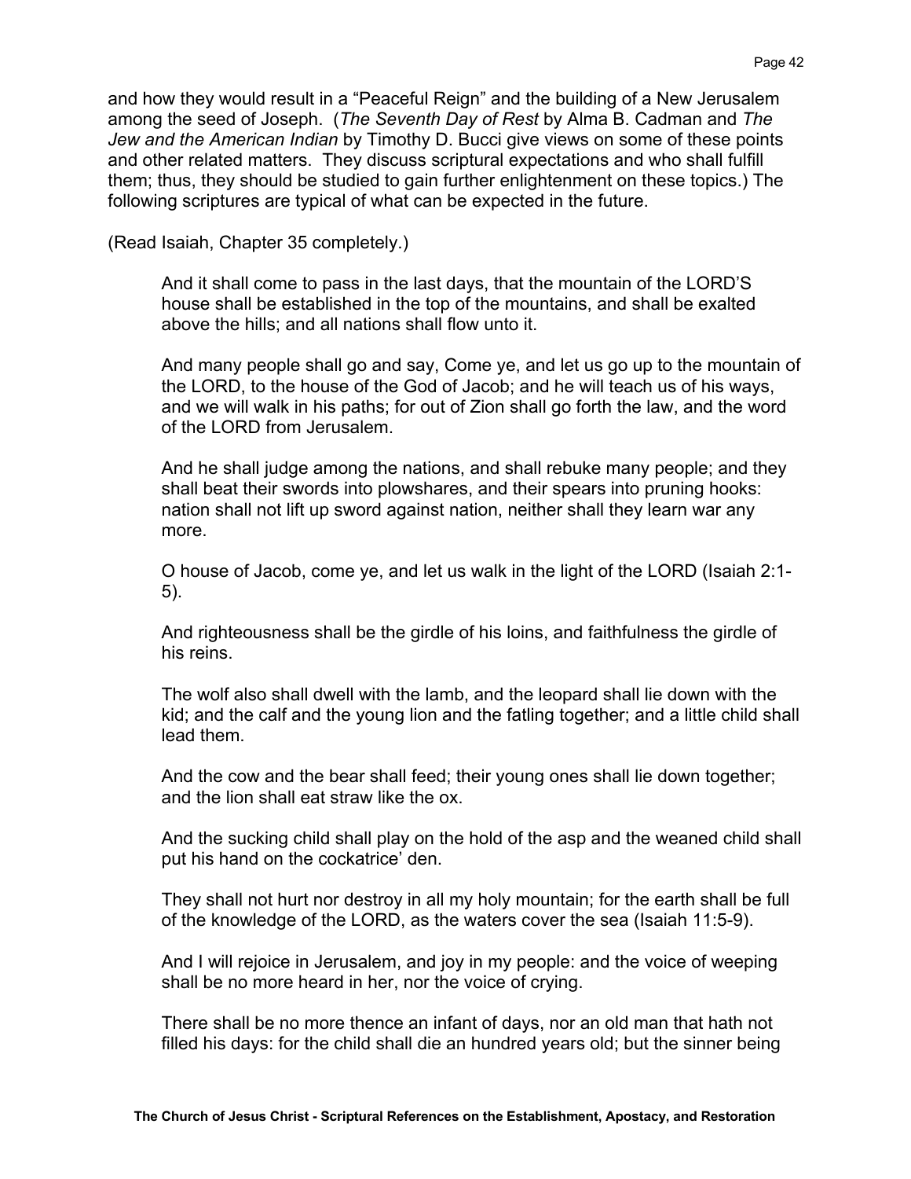and how they would result in a "Peaceful Reign" and the building of a New Jerusalem among the seed of Joseph. (*The Seventh Day of Rest* by Alma B. Cadman and *The Jew and the American Indian* by Timothy D. Bucci give views on some of these points and other related matters. They discuss scriptural expectations and who shall fulfill them; thus, they should be studied to gain further enlightenment on these topics.) The following scriptures are typical of what can be expected in the future.

(Read Isaiah, Chapter 35 completely.)

> And it shall come to pass in the last days, that the mountain of the LORD'S house shall be established in the top of the mountains, and shall be exalted above the hills; and all nations shall flow unto it.
>
> And many people shall go and say, Come ye, and let us go up to the mountain of the LORD, to the house of the God of Jacob; and he will teach us of his ways, and we will walk in his paths; for out of Zion shall go forth the law, and the word of the LORD from Jerusalem.
>
> And he shall judge among the nations, and shall rebuke many people; and they shall beat their swords into plowshares, and their spears into pruning hooks: nation shall not lift up sword against nation, neither shall they learn war any more.
>
> O house of Jacob, come ye, and let us walk in the light of the LORD (Isaiah 2:1-5).
>
> And righteousness shall be the girdle of his loins, and faithfulness the girdle of his reins.
>
> The wolf also shall dwell with the lamb, and the leopard shall lie down with the kid; and the calf and the young lion and the fatling together; and a little child shall lead them.
>
> And the cow and the bear shall feed; their young ones shall lie down together; and the lion shall eat straw like the ox.
>
> And the sucking child shall play on the hold of the asp and the weaned child shall put his hand on the cockatrice' den.
>
> They shall not hurt nor destroy in all my holy mountain; for the earth shall be full of the knowledge of the LORD, as the waters cover the sea (Isaiah 11:5-9).
>
> And I will rejoice in Jerusalem, and joy in my people: and the voice of weeping shall be no more heard in her, nor the voice of crying.
>
> There shall be no more thence an infant of days, nor an old man that hath not filled his days: for the child shall die an hundred years old; but the sinner being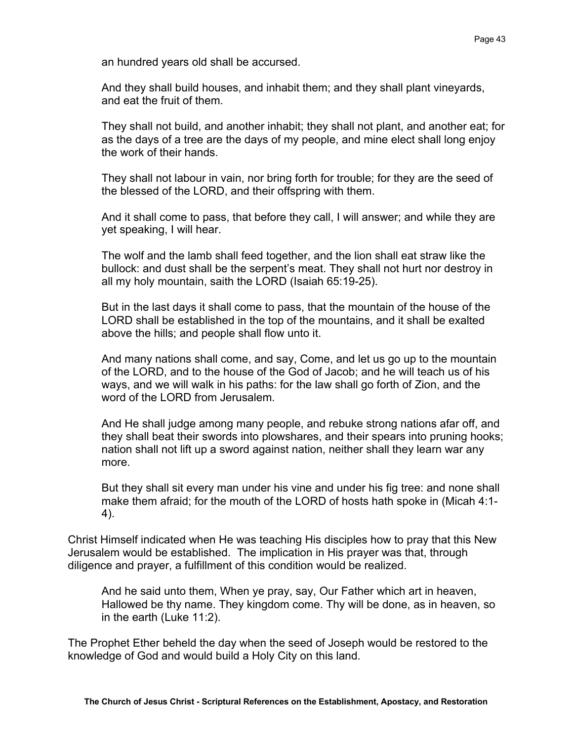> an hundred years old shall be accursed.
>
> And they shall build houses, and inhabit them; and they shall plant vineyards, and eat the fruit of them.
>
> They shall not build, and another inhabit; they shall not plant, and another eat; for as the days of a tree are the days of my people, and mine elect shall long enjoy the work of their hands.
>
> They shall not labour in vain, nor bring forth for trouble; for they are the seed of the blessed of the LORD, and their offspring with them.
>
> And it shall come to pass, that before they call, I will answer; and while they are yet speaking, I will hear.
>
> The wolf and the lamb shall feed together, and the lion shall eat straw like the bullock: and dust shall be the serpent's meat. They shall not hurt nor destroy in all my holy mountain, saith the LORD (Isaiah 65:19-25).
>
> But in the last days it shall come to pass, that the mountain of the house of the LORD shall be established in the top of the mountains, and it shall be exalted above the hills; and people shall flow unto it.
>
> And many nations shall come, and say, Come, and let us go up to the mountain of the LORD, and to the house of the God of Jacob; and he will teach us of his ways, and we will walk in his paths: for the law shall go forth of Zion, and the word of the LORD from Jerusalem.
>
> And He shall judge among many people, and rebuke strong nations afar off, and they shall beat their swords into plowshares, and their spears into pruning hooks; nation shall not lift up a sword against nation, neither shall they learn war any more.
>
> But they shall sit every man under his vine and under his fig tree: and none shall make them afraid; for the mouth of the LORD of hosts hath spoke in (Micah 4:1-4).

Christ Himself indicated when He was teaching His disciples how to pray that this New Jerusalem would be established. The implication in His prayer was that, through diligence and prayer, a fulfillment of this condition would be realized.

> And he said unto them, When ye pray, say, Our Father which art in heaven, Hallowed be thy name. They kingdom come. Thy will be done, as in heaven, so in the earth (Luke 11:2).

The Prophet Ether beheld the day when the seed of Joseph would be restored to the knowledge of God and would build a Holy City on this land.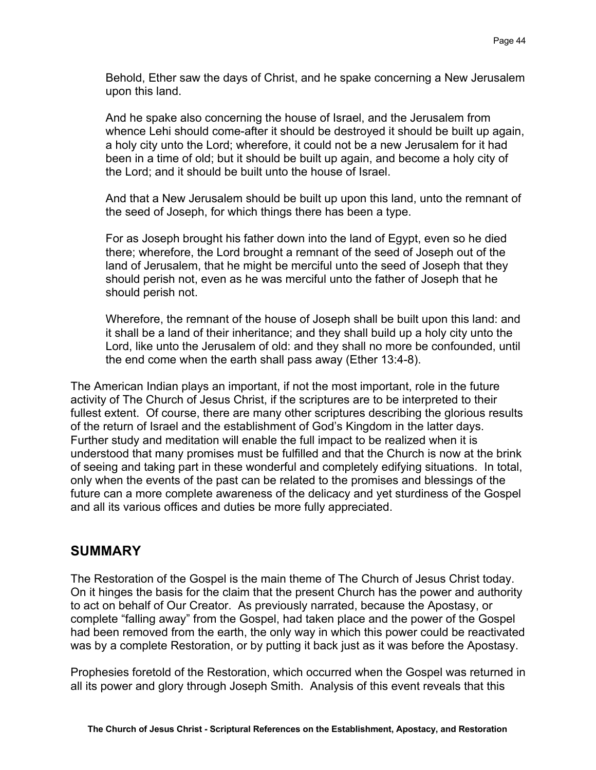> Behold, Ether saw the days of Christ, and he spake concerning a New Jerusalem upon this land.
>
> And he spake also concerning the house of Israel, and the Jerusalem from whence Lehi should come-after it should be destroyed it should be built up again, a holy city unto the Lord; wherefore, it could not be a new Jerusalem for it had been in a time of old; but it should be built up again, and become a holy city of the Lord; and it should be built unto the house of Israel.
>
> And that a New Jerusalem should be built up upon this land, unto the remnant of the seed of Joseph, for which things there has been a type.
>
> For as Joseph brought his father down into the land of Egypt, even so he died there; wherefore, the Lord brought a remnant of the seed of Joseph out of the land of Jerusalem, that he might be merciful unto the seed of Joseph that they should perish not, even as he was merciful unto the father of Joseph that he should perish not.
>
> Wherefore, the remnant of the house of Joseph shall be built upon this land: and it shall be a land of their inheritance; and they shall build up a holy city unto the Lord, like unto the Jerusalem of old: and they shall no more be confounded, until the end come when the earth shall pass away (Ether 13:4-8).

The American Indian plays an important, if not the most important, role in the future activity of The Church of Jesus Christ, if the scriptures are to be interpreted to their fullest extent. Of course, there are many other scriptures describing the glorious results of the return of Israel and the establishment of God's Kingdom in the latter days. Further study and meditation will enable the full impact to be realized when it is understood that many promises must be fulfilled and that the Church is now at the brink of seeing and taking part in these wonderful and completely edifying situations. In total, only when the events of the past can be related to the promises and blessings of the future can a more complete awareness of the delicacy and yet sturdiness of the Gospel and all its various offices and duties be more fully appreciated.

## SUMMARY

The Restoration of the Gospel is the main theme of The Church of Jesus Christ today. On it hinges the basis for the claim that the present Church has the power and authority to act on behalf of Our Creator. As previously narrated, because the Apostasy, or complete "falling away" from the Gospel, had taken place and the power of the Gospel had been removed from the earth, the only way in which this power could be reactivated was by a complete Restoration, or by putting it back just as it was before the Apostasy.

Prophesies foretold of the Restoration, which occurred when the Gospel was returned in all its power and glory through Joseph Smith. Analysis of this event reveals that this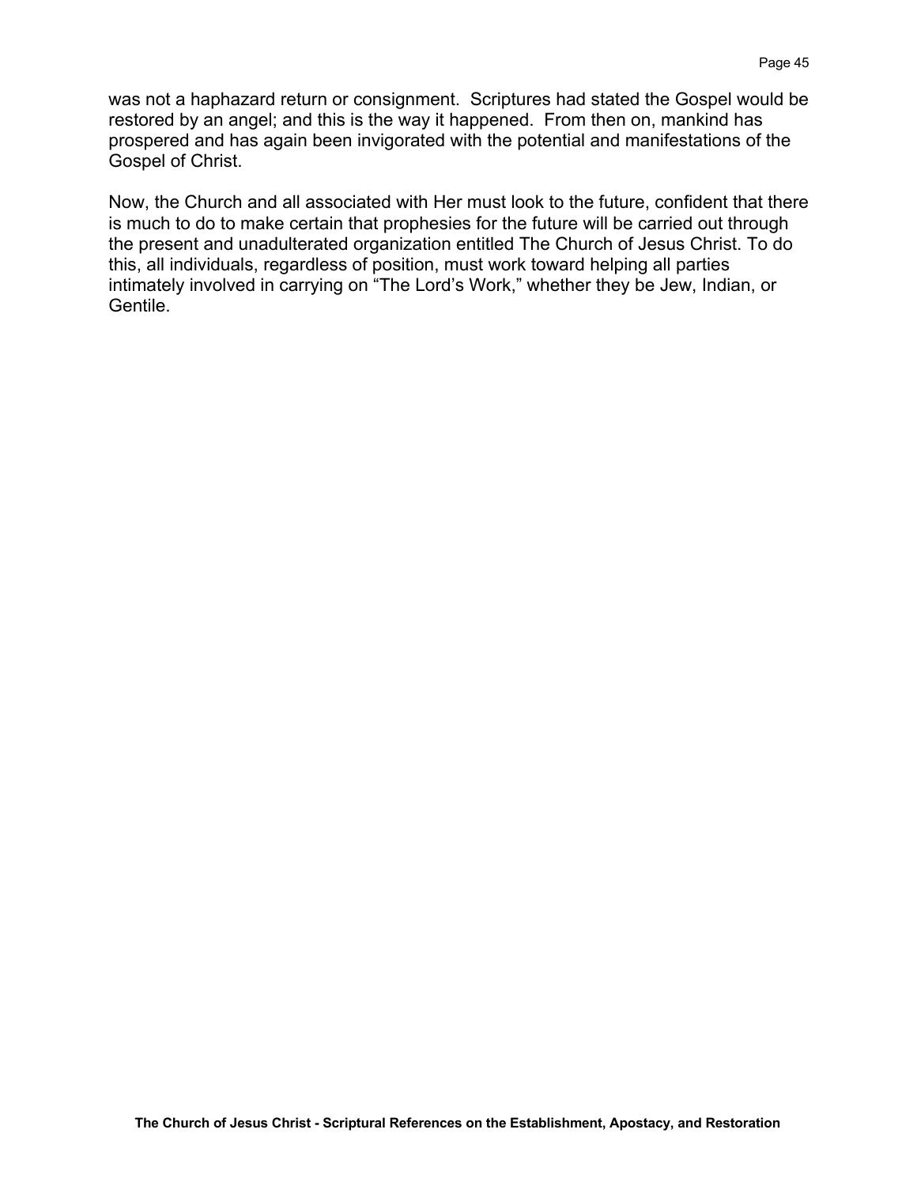was not a haphazard return or consignment. Scriptures had stated the Gospel would be restored by an angel; and this is the way it happened. From then on, mankind has prospered and has again been invigorated with the potential and manifestations of the Gospel of Christ.

Now, the Church and all associated with Her must look to the future, confident that there is much to do to make certain that prophesies for the future will be carried out through the present and unadulterated organization entitled The Church of Jesus Christ. To do this, all individuals, regardless of position, must work toward helping all parties intimately involved in carrying on "The Lord's Work," whether they be Jew, Indian, or Gentile.